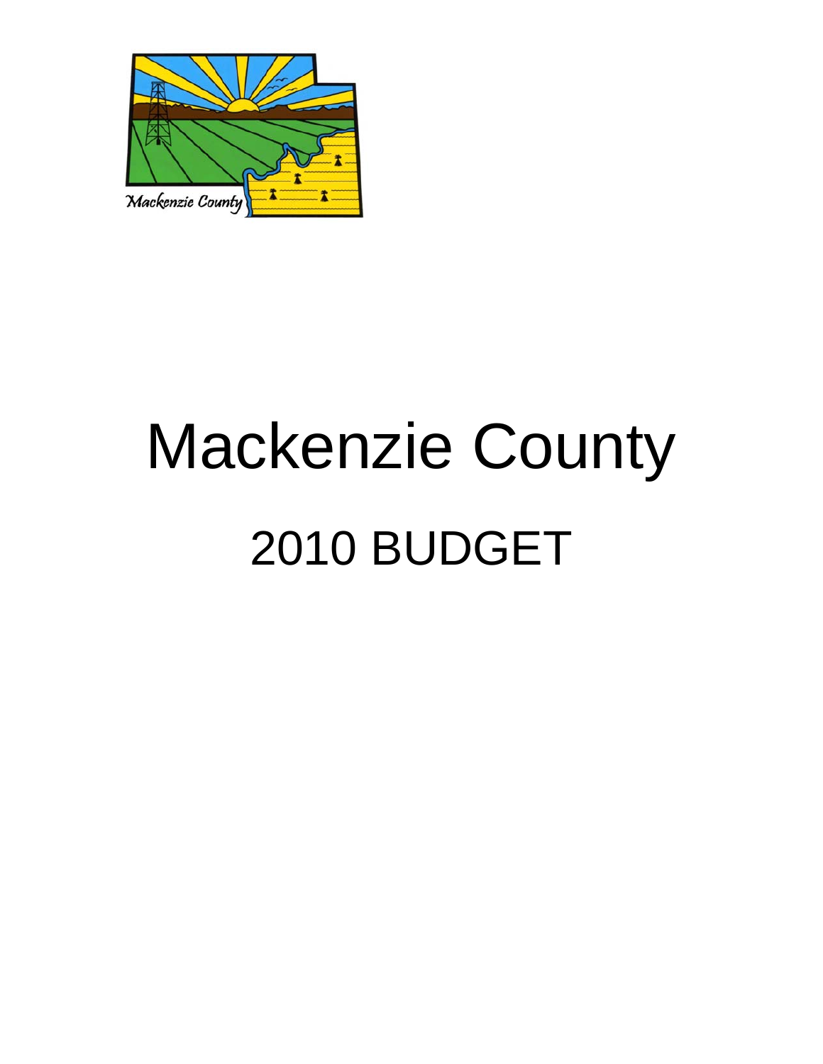# Mackenzie County

## 2010 BUDGET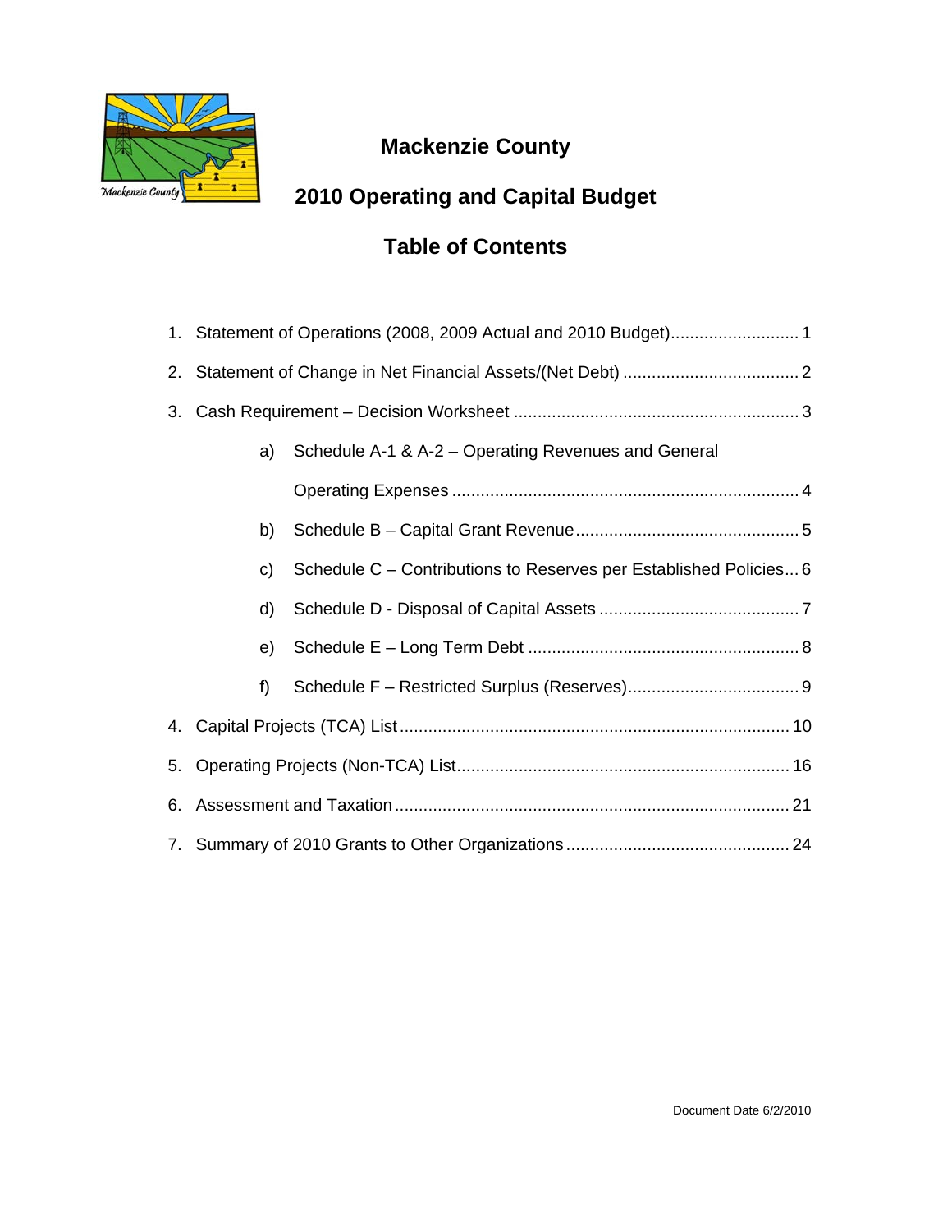# Mackenzie County

## 2010 Operating and Capital Budget

## Table of Contents

1. Statement of Operations (2008, 2009 Actual and 2010 Budget) ..... 1
2. Statement of Change in Net Financial Assets/(Net Debt) ..... 2
3. Cash Requirement – Decision Worksheet ..... 3
   - a) Schedule A-1 & A-2 – Operating Revenues and General Operating Expenses ..... 4
   - b) Schedule B – Capital Grant Revenue ..... 5
   - c) Schedule C – Contributions to Reserves per Established Policies ..... 6
   - d) Schedule D - Disposal of Capital Assets ..... 7
   - e) Schedule E – Long Term Debt ..... 8
   - f) Schedule F – Restricted Surplus (Reserves) ..... 9
4. Capital Projects (TCA) List ..... 10
5. Operating Projects (Non-TCA) List ..... 16
6. Assessment and Taxation ..... 21
7. Summary of 2010 Grants to Other Organizations ..... 24

Document Date 6/2/2010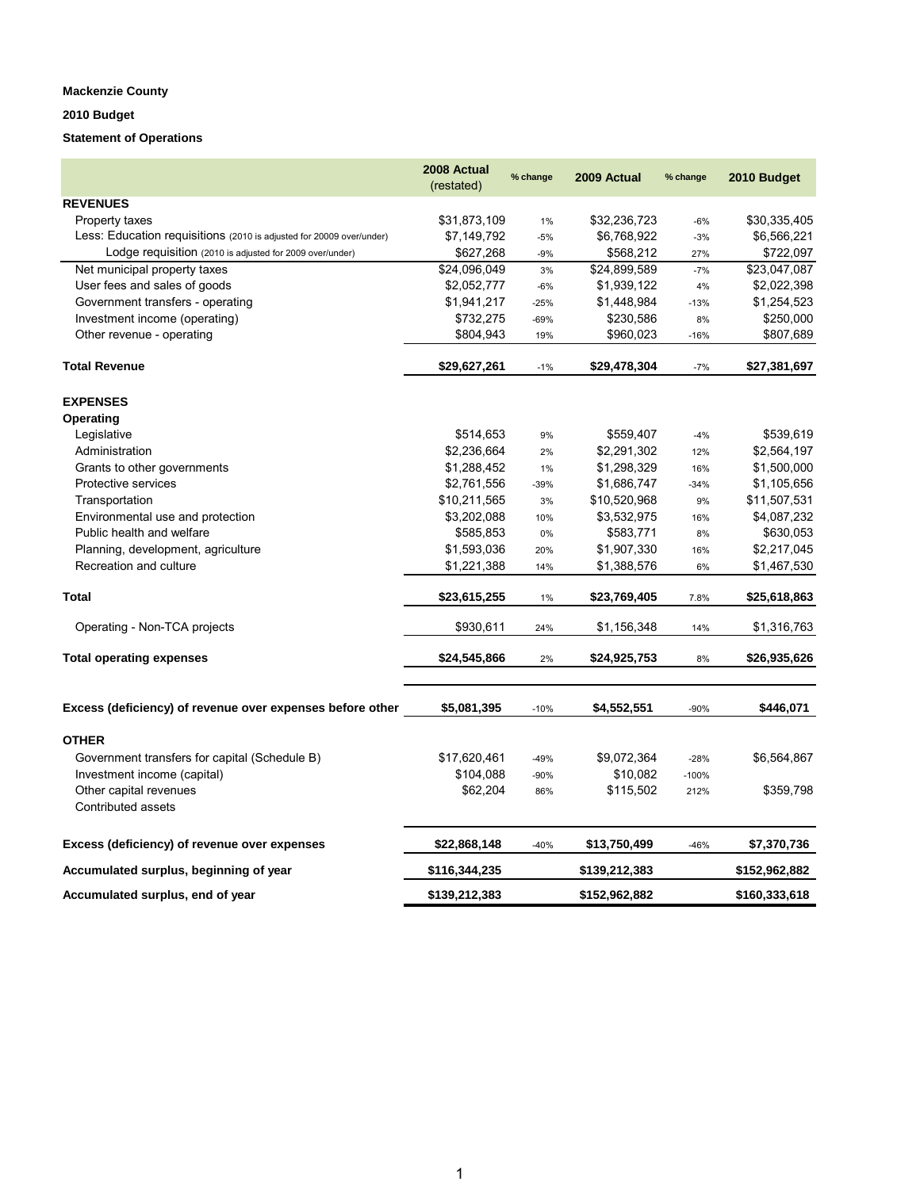**Mackenzie County**

**2010 Budget**

**Statement of Operations**

| | 2008 Actual (restated) | % change | 2009 Actual | % change | 2010 Budget |
|---|---|---|---|---|---|
| **REVENUES** | | | | | |
| Property taxes | $31,873,109 | 1% | $32,236,723 | -6% | $30,335,405 |
| Less: Education requisitions (2010 is adjusted for 20009 over/under) | $7,149,792 | -5% | $6,768,922 | -3% | $6,566,221 |
| Lodge requisition (2010 is adjusted for 2009 over/under) | $627,268 | -9% | $568,212 | 27% | $722,097 |
| Net municipal property taxes | $24,096,049 | 3% | $24,899,589 | -7% | $23,047,087 |
| User fees and sales of goods | $2,052,777 | -6% | $1,939,122 | 4% | $2,022,398 |
| Government transfers - operating | $1,941,217 | -25% | $1,448,984 | -13% | $1,254,523 |
| Investment income (operating) | $732,275 | -69% | $230,586 | 8% | $250,000 |
| Other revenue - operating | $804,943 | 19% | $960,023 | -16% | $807,689 |
| **Total Revenue** | **$29,627,261** | -1% | **$29,478,304** | -7% | **$27,381,697** |
| **EXPENSES** | | | | | |
| **Operating** | | | | | |
| Legislative | $514,653 | 9% | $559,407 | -4% | $539,619 |
| Administration | $2,236,664 | 2% | $2,291,302 | 12% | $2,564,197 |
| Grants to other governments | $1,288,452 | 1% | $1,298,329 | 16% | $1,500,000 |
| Protective services | $2,761,556 | -39% | $1,686,747 | -34% | $1,105,656 |
| Transportation | $10,211,565 | 3% | $10,520,968 | 9% | $11,507,531 |
| Environmental use and protection | $3,202,088 | 10% | $3,532,975 | 16% | $4,087,232 |
| Public health and welfare | $585,853 | 0% | $583,771 | 8% | $630,053 |
| Planning, development, agriculture | $1,593,036 | 20% | $1,907,330 | 16% | $2,217,045 |
| Recreation and culture | $1,221,388 | 14% | $1,388,576 | 6% | $1,467,530 |
| **Total** | **$23,615,255** | 1% | **$23,769,405** | 7.8% | **$25,618,863** |
| Operating - Non-TCA projects | $930,611 | 24% | $1,156,348 | 14% | $1,316,763 |
| **Total operating expenses** | **$24,545,866** | 2% | **$24,925,753** | 8% | **$26,935,626** |
| **Excess (deficiency) of revenue over expenses before other** | **$5,081,395** | -10% | **$4,552,551** | -90% | **$446,071** |
| **OTHER** | | | | | |
| Government transfers for capital (Schedule B) | $17,620,461 | -49% | $9,072,364 | -28% | $6,564,867 |
| Investment income (capital) | $104,088 | -90% | $10,082 | -100% | |
| Other capital revenues | $62,204 | 86% | $115,502 | 212% | $359,798 |
| Contributed assets | | | | | |
| **Excess (deficiency) of revenue over expenses** | **$22,868,148** | -40% | **$13,750,499** | -46% | **$7,370,736** |
| **Accumulated surplus, beginning of year** | **$116,344,235** | | **$139,212,383** | | **$152,962,882** |
| **Accumulated surplus, end of year** | **$139,212,383** | | **$152,962,882** | | **$160,333,618** |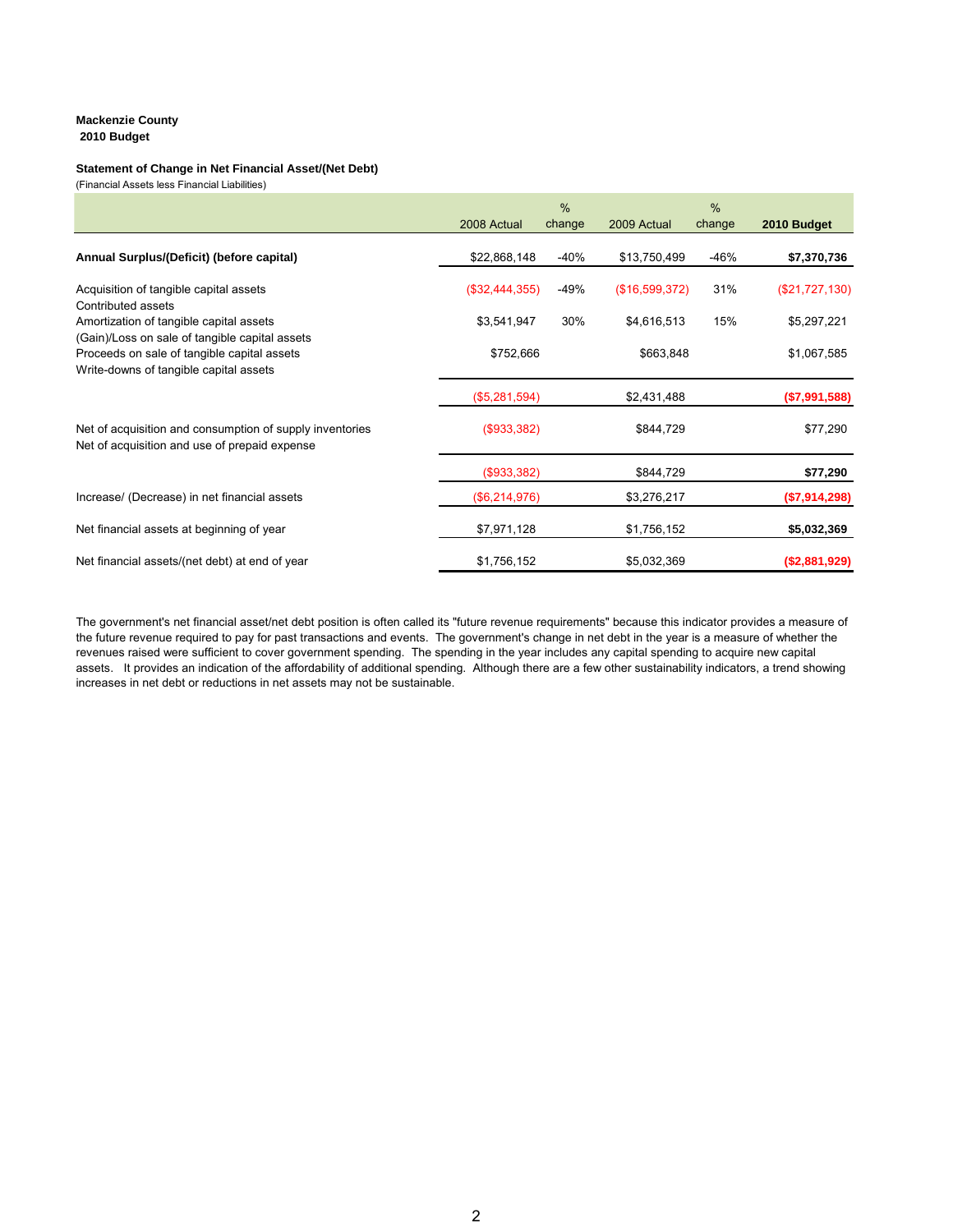**Mackenzie County**
**2010 Budget**

**Statement of Change in Net Financial Asset/(Net Debt)**
(Financial Assets less Financial Liabilities)

| | 2008 Actual | % change | 2009 Actual | % change | **2010 Budget** |
|---|---|---|---|---|---|
| **Annual Surplus/(Deficit) (before capital)** | $22,868,148 | -40% | $13,750,499 | -46% | **$7,370,736** |
| Acquisition of tangible capital assets | ($32,444,355) | -49% | ($16,599,372) | 31% | ($21,727,130) |
| Contributed assets | | | | | |
| Amortization of tangible capital assets | $3,541,947 | 30% | $4,616,513 | 15% | $5,297,221 |
| (Gain)/Loss on sale of tangible capital assets | | | | | |
| Proceeds on sale of tangible capital assets | $752,666 | | $663,848 | | $1,067,585 |
| Write-downs of tangible capital assets | | | | | |
| | ($5,281,594) | | $2,431,488 | | **($7,991,588)** |
| Net of acquisition and consumption of supply inventories | ($933,382) | | $844,729 | | $77,290 |
| Net of acquisition and use of prepaid expense | | | | | |
| | ($933,382) | | $844,729 | | **$77,290** |
| Increase/ (Decrease) in net financial assets | ($6,214,976) | | $3,276,217 | | **($7,914,298)** |
| Net financial assets at beginning of year | $7,971,128 | | $1,756,152 | | **$5,032,369** |
| Net financial assets/(net debt) at end of year | $1,756,152 | | $5,032,369 | | **($2,881,929)** |

The government's net financial asset/net debt position is often called its "future revenue requirements" because this indicator provides a measure of the future revenue required to pay for past transactions and events. The government's change in net debt in the year is a measure of whether the revenues raised were sufficient to cover government spending. The spending in the year includes any capital spending to acquire new capital assets. It provides an indication of the affordability of additional spending. Although there are a few other sustainability indicators, a trend showing increases in net debt or reductions in net assets may not be sustainable.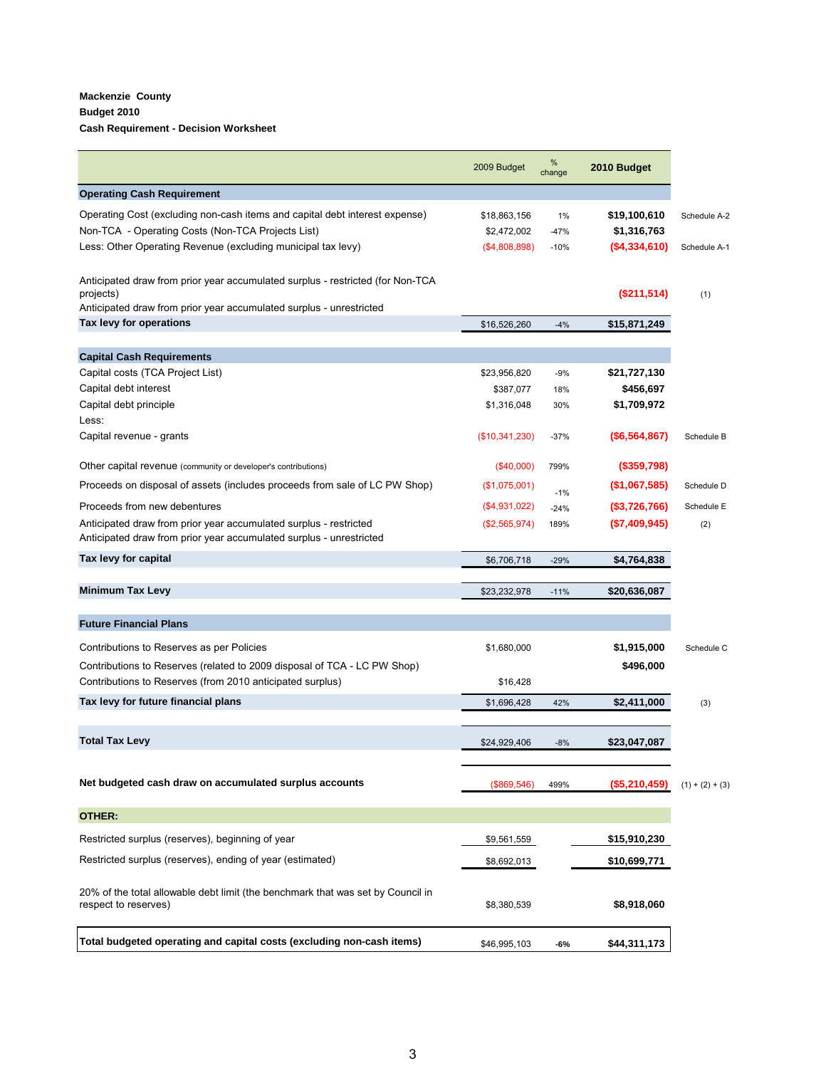**Mackenzie County**
**Budget 2010**
**Cash Requirement - Decision Worksheet**

| | 2009 Budget | % change | 2010 Budget | |
|---|---|---|---|---|
| **Operating Cash Requirement** | | | | |
| Operating Cost (excluding non-cash items and capital debt interest expense) | $18,863,156 | 1% | **$19,100,610** | Schedule A-2 |
| Non-TCA - Operating Costs (Non-TCA Projects List) | $2,472,002 | -47% | **$1,316,763** | |
| Less: Other Operating Revenue (excluding municipal tax levy) | ($4,808,898) | -10% | **($4,334,610)** | Schedule A-1 |
| Anticipated draw from prior year accumulated surplus - restricted (for Non-TCA projects) | | | **($211,514)** | (1) |
| Anticipated draw from prior year accumulated surplus - unrestricted | | | | |
| **Tax levy for operations** | $16,526,260 | -4% | **$15,871,249** | |
| **Capital Cash Requirements** | | | | |
| Capital costs (TCA Project List) | $23,956,820 | -9% | **$21,727,130** | |
| Capital debt interest | $387,077 | 18% | **$456,697** | |
| Capital debt principle | $1,316,048 | 30% | **$1,709,972** | |
| Less: | | | | |
| Capital revenue - grants | ($10,341,230) | -37% | **($6,564,867)** | Schedule B |
| Other capital revenue (community or developer's contributions) | ($40,000) | 799% | **($359,798)** | |
| Proceeds on disposal of assets (includes proceeds from sale of LC PW Shop) | ($1,075,001) | -1% | **($1,067,585)** | Schedule D |
| Proceeds from new debentures | ($4,931,022) | -24% | **($3,726,766)** | Schedule E |
| Anticipated draw from prior year accumulated surplus - restricted | ($2,565,974) | 189% | **($7,409,945)** | (2) |
| Anticipated draw from prior year accumulated surplus - unrestricted | | | | |
| **Tax levy for capital** | $6,706,718 | -29% | **$4,764,838** | |
| **Minimum Tax Levy** | $23,232,978 | -11% | **$20,636,087** | |
| **Future Financial Plans** | | | | |
| Contributions to Reserves as per Policies | $1,680,000 | | **$1,915,000** | Schedule C |
| Contributions to Reserves (related to 2009 disposal of TCA - LC PW Shop) | | | **$496,000** | |
| Contributions to Reserves (from 2010 anticipated surplus) | $16,428 | | | |
| **Tax levy for future financial plans** | $1,696,428 | 42% | **$2,411,000** | (3) |
| **Total Tax Levy** | $24,929,406 | -8% | **$23,047,087** | |
| **Net budgeted cash draw on accumulated surplus accounts** | ($869,546) | 499% | **($5,210,459)** | (1) + (2) + (3) |
| **OTHER:** | | | | |
| Restricted surplus (reserves), beginning of year | $9,561,559 | | **$15,910,230** | |
| Restricted surplus (reserves), ending of year (estimated) | $8,692,013 | | **$10,699,771** | |
| 20% of the total allowable debt limit (the benchmark that was set by Council in respect to reserves) | $8,380,539 | | **$8,918,060** | |
| **Total budgeted operating and capital costs (excluding non-cash items)** | $46,995,103 | **-6%** | **$44,311,173** | |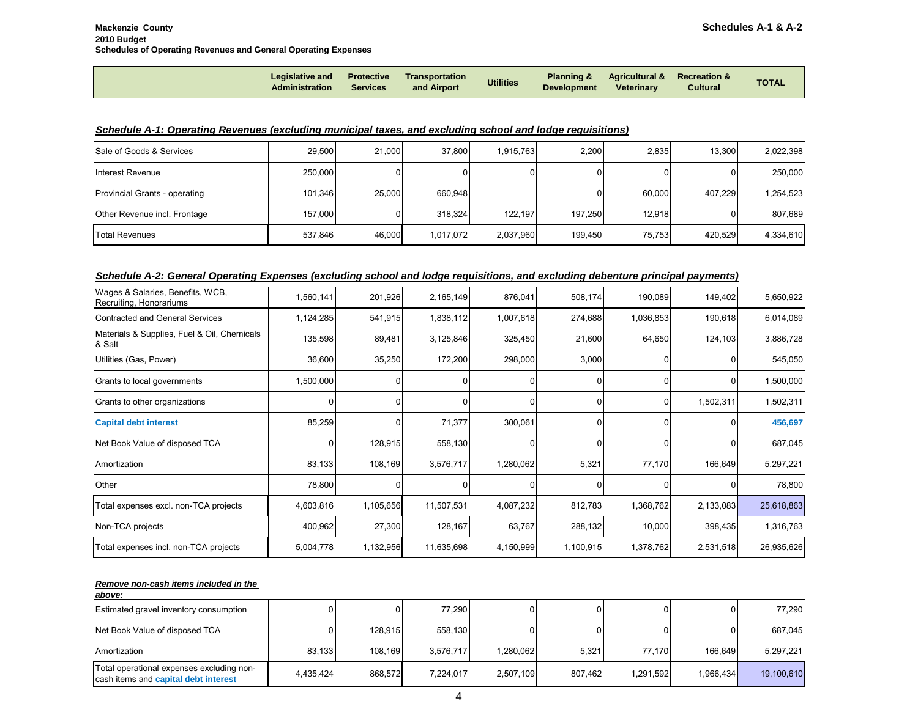**Mackenzie County**
**2010 Budget**
**Schedules of Operating Revenues and General Operating Expenses**

**Schedules A-1 & A-2**

### *Schedule A-1: Operating Revenues (excluding municipal taxes, and excluding school and lodge requisitions)*

| | Legislative and Administration | Protective Services | Transportation and Airport | Utilities | Planning & Development | Agricultural & Veterinary | Recreation & Cultural | TOTAL |
|---|---|---|---|---|---|---|---|---|
| Sale of Goods & Services | 29,500 | 21,000 | 37,800 | 1,915,763 | 2,200 | 2,835 | 13,300 | 2,022,398 |
| Interest Revenue | 250,000 | 0 | 0 | 0 | 0 | 0 | 0 | 250,000 |
| Provincial Grants - operating | 101,346 | 25,000 | 660,948 | | 0 | 60,000 | 407,229 | 1,254,523 |
| Other Revenue incl. Frontage | 157,000 | 0 | 318,324 | 122,197 | 197,250 | 12,918 | 0 | 807,689 |
| Total Revenues | 537,846 | 46,000 | 1,017,072 | 2,037,960 | 199,450 | 75,753 | 420,529 | 4,334,610 |

### *Schedule A-2: General Operating Expenses (excluding school and lodge requisitions, and excluding debenture principal payments)*

| | Legislative and Administration | Protective Services | Transportation and Airport | Utilities | Planning & Development | Agricultural & Veterinary | Recreation & Cultural | TOTAL |
|---|---|---|---|---|---|---|---|---|
| Wages & Salaries, Benefits, WCB, Recruiting, Honorariums | 1,560,141 | 201,926 | 2,165,149 | 876,041 | 508,174 | 190,089 | 149,402 | 5,650,922 |
| Contracted and General Services | 1,124,285 | 541,915 | 1,838,112 | 1,007,618 | 274,688 | 1,036,853 | 190,618 | 6,014,089 |
| Materials & Supplies, Fuel & Oil, Chemicals & Salt | 135,598 | 89,481 | 3,125,846 | 325,450 | 21,600 | 64,650 | 124,103 | 3,886,728 |
| Utilities (Gas, Power) | 36,600 | 35,250 | 172,200 | 298,000 | 3,000 | 0 | 0 | 545,050 |
| Grants to local governments | 1,500,000 | 0 | 0 | 0 | 0 | 0 | 0 | 1,500,000 |
| Grants to other organizations | 0 | 0 | 0 | 0 | 0 | 0 | 1,502,311 | 1,502,311 |
| **Capital debt interest** | 85,259 | 0 | 71,377 | 300,061 | 0 | 0 | 0 | **456,697** |
| Net Book Value of disposed TCA | 0 | 128,915 | 558,130 | 0 | 0 | 0 | 0 | 687,045 |
| Amortization | 83,133 | 108,169 | 3,576,717 | 1,280,062 | 5,321 | 77,170 | 166,649 | 5,297,221 |
| Other | 78,800 | 0 | 0 | 0 | 0 | 0 | 0 | 78,800 |
| Total expenses excl. non-TCA projects | 4,603,816 | 1,105,656 | 11,507,531 | 4,087,232 | 812,783 | 1,368,762 | 2,133,083 | 25,618,863 |
| Non-TCA projects | 400,962 | 27,300 | 128,167 | 63,767 | 288,132 | 10,000 | 398,435 | 1,316,763 |
| Total expenses incl. non-TCA projects | 5,004,778 | 1,132,956 | 11,635,698 | 4,150,999 | 1,100,915 | 1,378,762 | 2,531,518 | 26,935,626 |

***Remove non-cash items included in the above:***

| | Legislative and Administration | Protective Services | Transportation and Airport | Utilities | Planning & Development | Agricultural & Veterinary | Recreation & Cultural | TOTAL |
|---|---|---|---|---|---|---|---|---|
| Estimated gravel inventory consumption | 0 | 0 | 77,290 | 0 | 0 | 0 | 0 | 77,290 |
| Net Book Value of disposed TCA | 0 | 128,915 | 558,130 | 0 | 0 | 0 | 0 | 687,045 |
| Amortization | 83,133 | 108,169 | 3,576,717 | 1,280,062 | 5,321 | 77,170 | 166,649 | 5,297,221 |
| Total operational expenses excluding non-cash items and **capital debt interest** | 4,435,424 | 868,572 | 7,224,017 | 2,507,109 | 807,462 | 1,291,592 | 1,966,434 | 19,100,610 |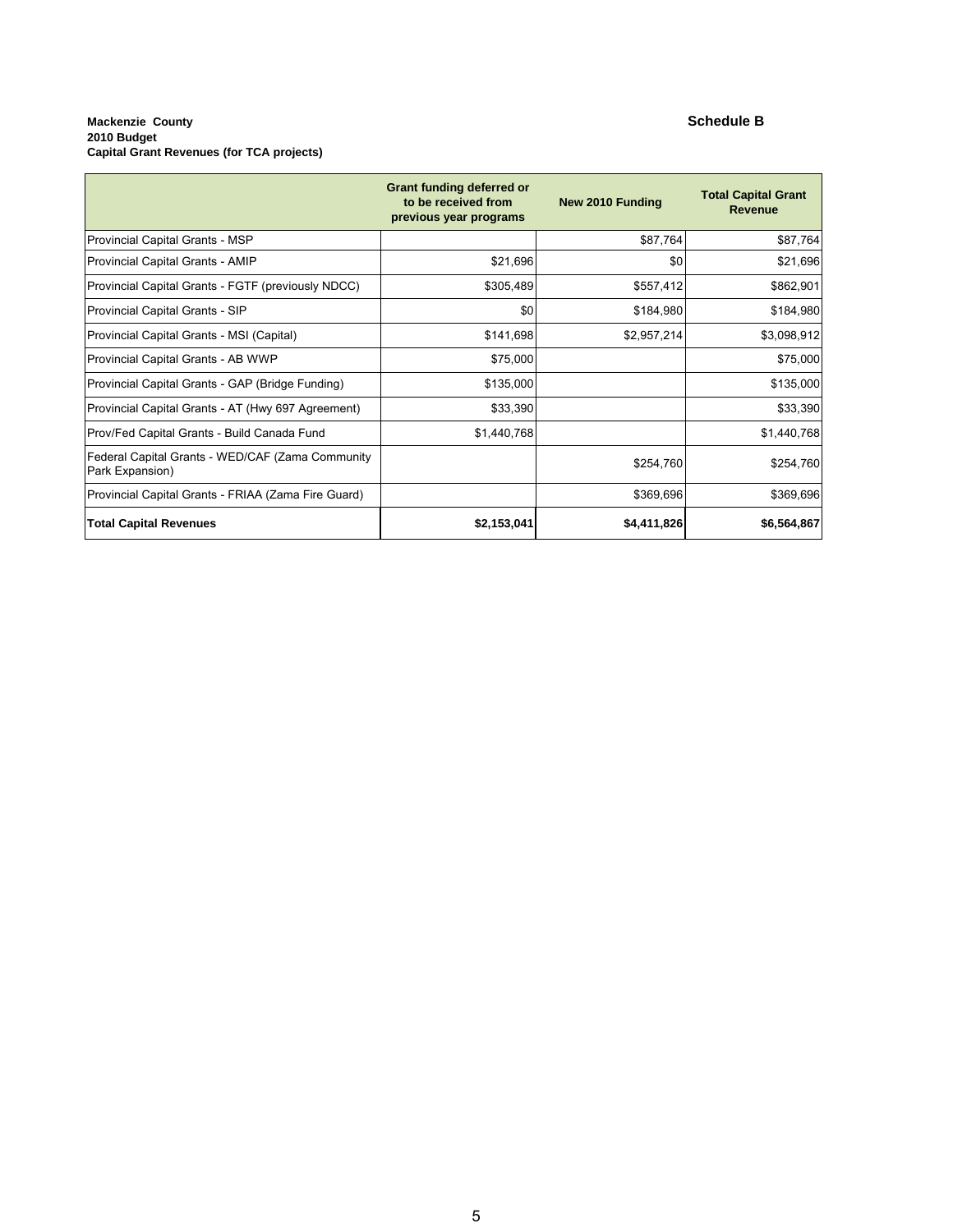**Mackenzie County**
**2010 Budget**
**Capital Grant Revenues (for TCA projects)**

**Schedule B**

| | Grant funding deferred or to be received from previous year programs | New 2010 Funding | Total Capital Grant Revenue |
|---|---|---|---|
| Provincial Capital Grants - MSP | | $87,764 | $87,764 |
| Provincial Capital Grants - AMIP | $21,696 | $0 | $21,696 |
| Provincial Capital Grants - FGTF (previously NDCC) | $305,489 | $557,412 | $862,901 |
| Provincial Capital Grants - SIP | $0 | $184,980 | $184,980 |
| Provincial Capital Grants - MSI (Capital) | $141,698 | $2,957,214 | $3,098,912 |
| Provincial Capital Grants - AB WWP | $75,000 | | $75,000 |
| Provincial Capital Grants - GAP (Bridge Funding) | $135,000 | | $135,000 |
| Provincial Capital Grants - AT (Hwy 697 Agreement) | $33,390 | | $33,390 |
| Prov/Fed Capital Grants - Build Canada Fund | $1,440,768 | | $1,440,768 |
| Federal Capital Grants - WED/CAF (Zama Community Park Expansion) | | $254,760 | $254,760 |
| Provincial Capital Grants - FRIAA (Zama Fire Guard) | | $369,696 | $369,696 |
| **Total Capital Revenues** | **$2,153,041** | **$4,411,826** | **$6,564,867** |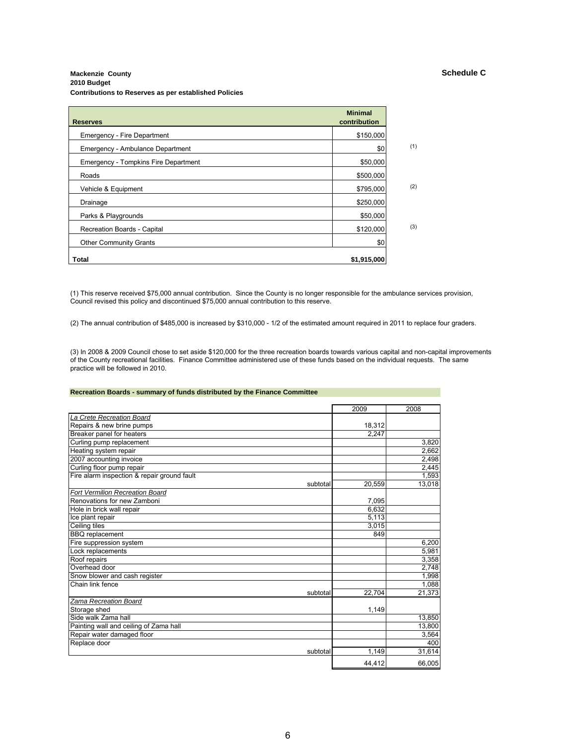**Mackenzie County**
**2010 Budget**
**Contributions to Reserves as per established Policies**

**Schedule C**

| Reserves | Minimal contribution | |
|---|---|---|
| Emergency - Fire Department | $150,000 | |
| Emergency - Ambulance Department | $0 | (1) |
| Emergency - Tompkins Fire Department | $50,000 | |
| Roads | $500,000 | |
| Vehicle & Equipment | $795,000 | (2) |
| Drainage | $250,000 | |
| Parks & Playgrounds | $50,000 | |
| Recreation Boards - Capital | $120,000 | (3) |
| Other Community Grants | $0 | |
| **Total** | **$1,915,000** | |

(1) This reserve received $75,000 annual contribution. Since the County is no longer responsible for the ambulance services provision, Council revised this policy and discontinued $75,000 annual contribution to this reserve.

(2) The annual contribution of $485,000 is increased by $310,000 - 1/2 of the estimated amount required in 2011 to replace four graders.

(3) In 2008 & 2009 Council chose to set aside $120,000 for the three recreation boards towards various capital and non-capital improvements of the County recreational facilities. Finance Committee administered use of these funds based on the individual requests. The same practice will be followed in 2010.

**Recreation Boards - summary of funds distributed by the Finance Committee**

| | 2009 | 2008 |
|---|---|---|
| *La Crete Recreation Board* | | |
| Repairs & new brine pumps | 18,312 | |
| Breaker panel for heaters | 2,247 | |
| Curling pump replacement | | 3,820 |
| Heating system repair | | 2,662 |
| 2007 accounting invoice | | 2,498 |
| Curling floor pump repair | | 2,445 |
| Fire alarm inspection & repair ground fault | | 1,593 |
| subtotal | 20,559 | 13,018 |
| *Fort Vermilion Recreation Board* | | |
| Renovations for new Zamboni | 7,095 | |
| Hole in brick wall repair | 6,632 | |
| Ice plant repair | 5,113 | |
| Ceiling tiles | 3,015 | |
| BBQ replacement | 849 | |
| Fire suppression system | | 6,200 |
| Lock replacements | | 5,981 |
| Roof repairs | | 3,358 |
| Overhead door | | 2,748 |
| Snow blower and cash register | | 1,998 |
| Chain link fence | | 1,088 |
| subtotal | 22,704 | 21,373 |
| *Zama Recreation Board* | | |
| Storage shed | 1,149 | |
| Side walk Zama hall | | 13,850 |
| Painting wall and ceiling of Zama hall | | 13,800 |
| Repair water damaged floor | | 3,564 |
| Replace door | | 400 |
| subtotal | 1,149 | 31,614 |
| | 44,412 | 66,005 |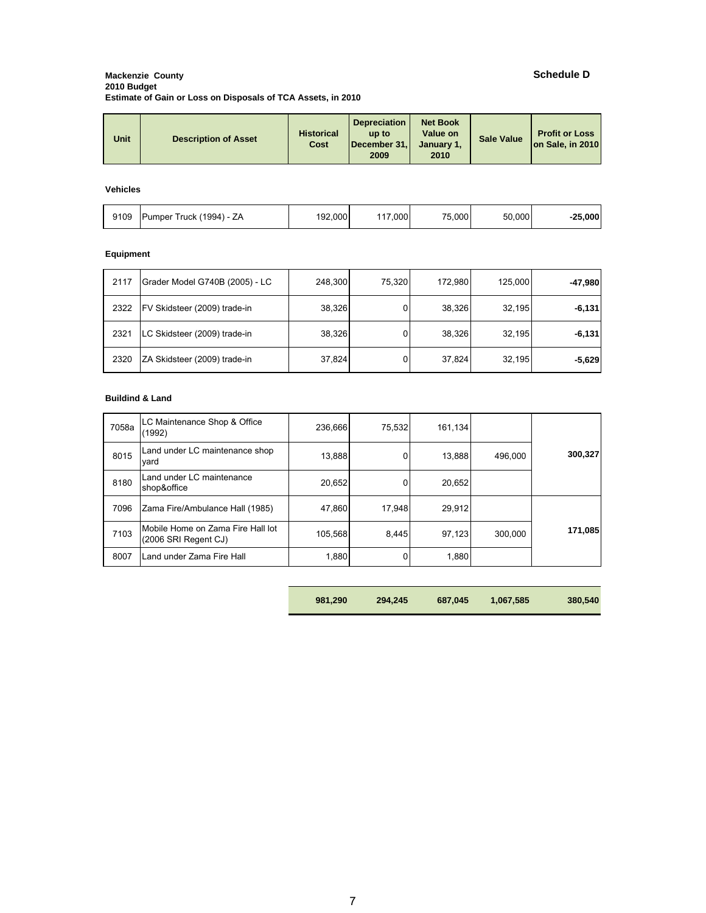**Mackenzie County**
**2010 Budget**
**Estimate of Gain or Loss on Disposals of TCA Assets, in 2010**

**Schedule D**

| Unit | Description of Asset | Historical Cost | Depreciation up to December 31, 2009 | Net Book Value on January 1, 2010 | Sale Value | Profit or Loss on Sale, in 2010 |
|---|---|---|---|---|---|---|
| **Vehicles** | | | | | | |
| 9109 | Pumper Truck (1994) - ZA | 192,000 | 117,000 | 75,000 | 50,000 | **-25,000** |
| **Equipment** | | | | | | |
| 2117 | Grader Model G740B (2005) - LC | 248,300 | 75,320 | 172,980 | 125,000 | **-47,980** |
| 2322 | FV Skidsteer (2009) trade-in | 38,326 | 0 | 38,326 | 32,195 | **-6,131** |
| 2321 | LC Skidsteer (2009) trade-in | 38,326 | 0 | 38,326 | 32,195 | **-6,131** |
| 2320 | ZA Skidsteer (2009) trade-in | 37,824 | 0 | 37,824 | 32,195 | **-5,629** |
| **Buildind & Land** | | | | | | |
| 7058a | LC Maintenance Shop & Office (1992) | 236,666 | 75,532 | 161,134 | | |
| 8015 | Land under LC maintenance shop yard | 13,888 | 0 | 13,888 | 496,000 | **300,327** |
| 8180 | Land under LC maintenance shop&office | 20,652 | 0 | 20,652 | | |
| 7096 | Zama Fire/Ambulance Hall (1985) | 47,860 | 17,948 | 29,912 | | |
| 7103 | Mobile Home on Zama Fire Hall lot (2006 SRI Regent CJ) | 105,568 | 8,445 | 97,123 | 300,000 | **171,085** |
| 8007 | Land under Zama Fire Hall | 1,880 | 0 | 1,880 | | |
| | | **981,290** | **294,245** | **687,045** | **1,067,585** | **380,540** |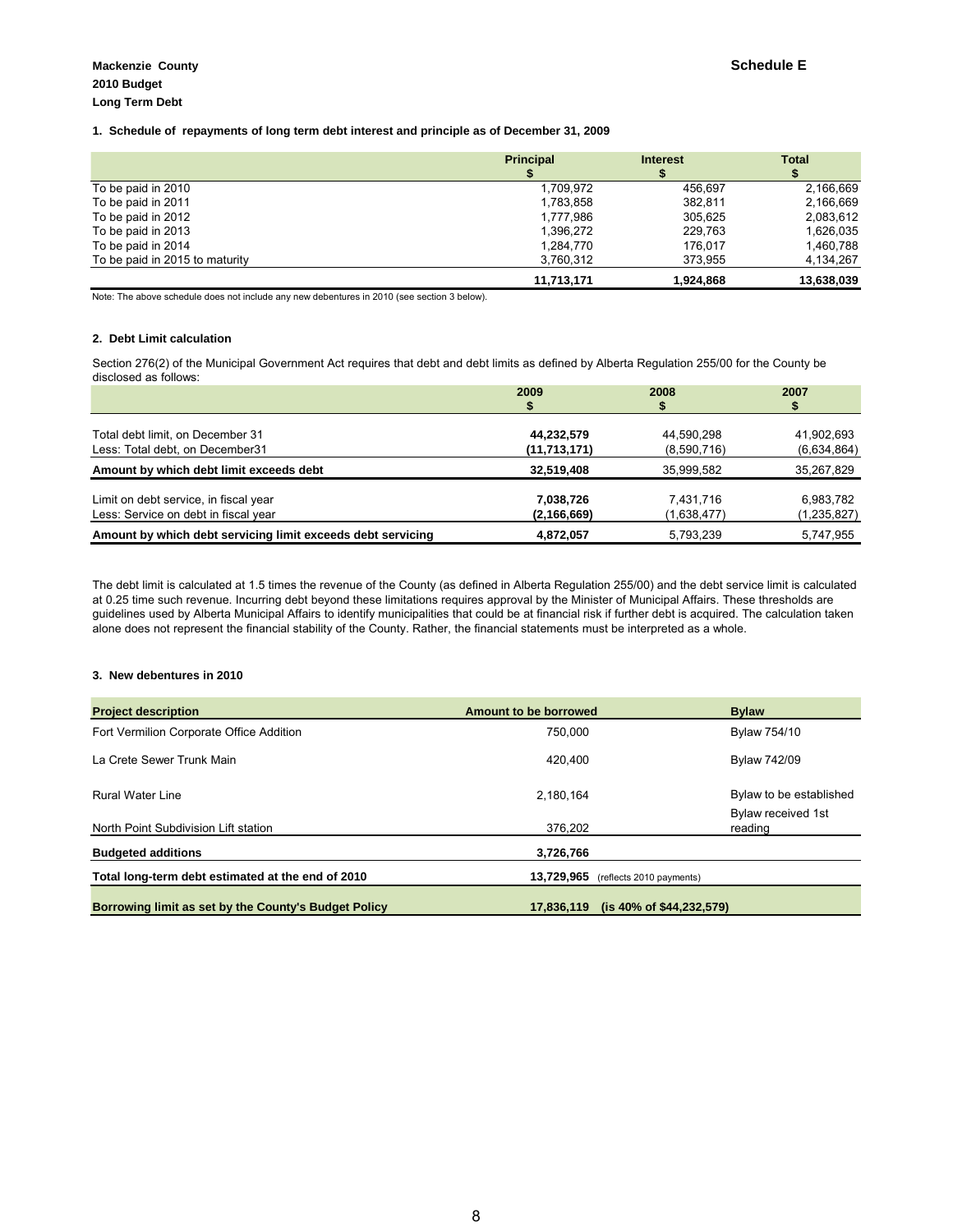**Mackenzie County** **Schedule E**

**2010 Budget**

**Long Term Debt**

**1. Schedule of repayments of long term debt interest and principle as of December 31, 2009**

| | Principal<br>$ | Interest<br>$ | Total<br>$ |
|---|---|---|---|
| To be paid in 2010 | 1,709,972 | 456,697 | 2,166,669 |
| To be paid in 2011 | 1,783,858 | 382,811 | 2,166,669 |
| To be paid in 2012 | 1,777,986 | 305,625 | 2,083,612 |
| To be paid in 2013 | 1,396,272 | 229,763 | 1,626,035 |
| To be paid in 2014 | 1,284,770 | 176,017 | 1,460,788 |
| To be paid in 2015 to maturity | 3,760,312 | 373,955 | 4,134,267 |
| | **11,713,171** | **1,924,868** | **13,638,039** |

Note: The above schedule does not include any new debentures in 2010 (see section 3 below).

**2. Debt Limit calculation**

Section 276(2) of the Municipal Government Act requires that debt and debt limits as defined by Alberta Regulation 255/00 for the County be disclosed as follows:

| | 2009<br>$ | 2008<br>$ | 2007<br>$ |
|---|---|---|---|
| Total debt limit, on December 31 | **44,232,579** | 44,590,298 | 41,902,693 |
| Less: Total debt, on December31 | **(11,713,171)** | (8,590,716) | (6,634,864) |
| **Amount by which debt limit exceeds debt** | **32,519,408** | 35,999,582 | 35,267,829 |
| Limit on debt service, in fiscal year | **7,038,726** | 7,431,716 | 6,983,782 |
| Less: Service on debt in fiscal year | **(2,166,669)** | (1,638,477) | (1,235,827) |
| **Amount by which debt servicing limit exceeds debt servicing** | **4,872,057** | 5,793,239 | 5,747,955 |

The debt limit is calculated at 1.5 times the revenue of the County (as defined in Alberta Regulation 255/00) and the debt service limit is calculated at 0.25 time such revenue. Incurring debt beyond these limitations requires approval by the Minister of Municipal Affairs. These thresholds are guidelines used by Alberta Municipal Affairs to identify municipalities that could be at financial risk if further debt is acquired. The calculation taken alone does not represent the financial stability of the County. Rather, the financial statements must be interpreted as a whole.

**3. New debentures in 2010**

| Project description | Amount to be borrowed | Bylaw |
|---|---|---|
| Fort Vermilion Corporate Office Addition | 750,000 | Bylaw 754/10 |
| La Crete Sewer Trunk Main | 420,400 | Bylaw 742/09 |
| Rural Water Line | 2,180,164 | Bylaw to be established |
| North Point Subdivision Lift station | 376,202 | Bylaw received 1st reading |
| **Budgeted additions** | **3,726,766** | |
| **Total long-term debt estimated at the end of 2010** | **13,729,965** (reflects 2010 payments) | |
| **Borrowing limit as set by the County's Budget Policy** | **17,836,119 (is 40% of $44,232,579)** | |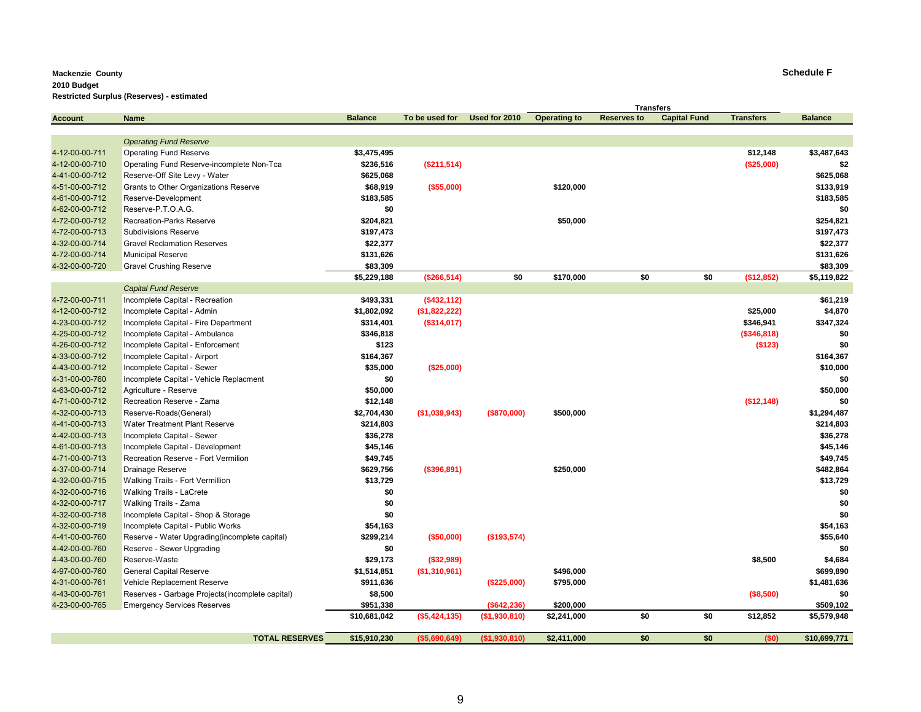**Mackenzie County**
**2010 Budget**
**Restricted Surplus (Reserves) - estimated**

**Schedule F**

| Account | Name | Balance | To be used for | Used for 2010 | Transfers Operating to | Transfers Reserves to | Transfers Capital Fund | Transfers | Balance |
|---|---|---|---|---|---|---|---|---|---|
| | *Operating Fund Reserve* | | | | | | | | |
| 4-12-00-00-711 | Operating Fund Reserve | $3,475,495 | | | | | | $12,148 | $3,487,643 |
| 4-12-00-00-710 | Operating Fund Reserve-incomplete Non-Tca | $236,516 | ($211,514) | | | | | ($25,000) | $2 |
| 4-41-00-00-712 | Reserve-Off Site Levy - Water | $625,068 | | | | | | | $625,068 |
| 4-51-00-00-712 | Grants to Other Organizations Reserve | $68,919 | ($55,000) | | $120,000 | | | | $133,919 |
| 4-61-00-00-712 | Reserve-Development | $183,585 | | | | | | | $183,585 |
| 4-62-00-00-712 | Reserve-P.T.O.A.G. | $0 | | | | | | | $0 |
| 4-72-00-00-712 | Recreation-Parks Reserve | $204,821 | | | $50,000 | | | | $254,821 |
| 4-72-00-00-713 | Subdivisions Reserve | $197,473 | | | | | | | $197,473 |
| 4-32-00-00-714 | Gravel Reclamation Reserves | $22,377 | | | | | | | $22,377 |
| 4-72-00-00-714 | Municipal Reserve | $131,626 | | | | | | | $131,626 |
| 4-32-00-00-720 | Gravel Crushing Reserve | $83,309 | | | | | | | $83,309 |
| | | $5,229,188 | ($266,514) | $0 | $170,000 | $0 | $0 | ($12,852) | $5,119,822 |
| | *Capital Fund Reserve* | | | | | | | | |
| 4-72-00-00-711 | Incomplete Capital - Recreation | $493,331 | ($432,112) | | | | | | $61,219 |
| 4-12-00-00-712 | Incomplete Capital - Admin | $1,802,092 | ($1,822,222) | | | | | $25,000 | $4,870 |
| 4-23-00-00-712 | Incomplete Capital - Fire Department | $314,401 | ($314,017) | | | | | $346,941 | $347,324 |
| 4-25-00-00-712 | Incomplete Capital - Ambulance | $346,818 | | | | | | ($346,818) | $0 |
| 4-26-00-00-712 | Incomplete Capital - Enforcement | $123 | | | | | | ($123) | $0 |
| 4-33-00-00-712 | Incomplete Capital - Airport | $164,367 | | | | | | | $164,367 |
| 4-43-00-00-712 | Incomplete Capital - Sewer | $35,000 | ($25,000) | | | | | | $10,000 |
| 4-31-00-00-760 | Incomplete Capital - Vehicle Replacment | $0 | | | | | | | $0 |
| 4-63-00-00-712 | Agriculture - Reserve | $50,000 | | | | | | | $50,000 |
| 4-71-00-00-712 | Recreation Reserve - Zama | $12,148 | | | | | | ($12,148) | $0 |
| 4-32-00-00-713 | Reserve-Roads(General) | $2,704,430 | ($1,039,943) | ($870,000) | $500,000 | | | | $1,294,487 |
| 4-41-00-00-713 | Water Treatment Plant Reserve | $214,803 | | | | | | | $214,803 |
| 4-42-00-00-713 | Incomplete Capital - Sewer | $36,278 | | | | | | | $36,278 |
| 4-61-00-00-713 | Incomplete Capital - Development | $45,146 | | | | | | | $45,146 |
| 4-71-00-00-713 | Recreation Reserve - Fort Vermilion | $49,745 | | | | | | | $49,745 |
| 4-37-00-00-714 | Drainage Reserve | $629,756 | ($396,891) | | $250,000 | | | | $482,864 |
| 4-32-00-00-715 | Walking Trails - Fort Vermillion | $13,729 | | | | | | | $13,729 |
| 4-32-00-00-716 | Walking Trails - LaCrete | $0 | | | | | | | $0 |
| 4-32-00-00-717 | Walking Trails - Zama | $0 | | | | | | | $0 |
| 4-32-00-00-718 | Incomplete Capital - Shop & Storage | $0 | | | | | | | $0 |
| 4-32-00-00-719 | Incomplete Capital - Public Works | $54,163 | | | | | | | $54,163 |
| 4-41-00-00-760 | Reserve - Water Upgrading(incomplete capital) | $299,214 | ($50,000) | ($193,574) | | | | | $55,640 |
| 4-42-00-00-760 | Reserve - Sewer Upgrading | $0 | | | | | | | $0 |
| 4-43-00-00-760 | Reserve-Waste | $29,173 | ($32,989) | | | | | $8,500 | $4,684 |
| 4-97-00-00-760 | General Capital Reserve | $1,514,851 | ($1,310,961) | | $496,000 | | | | $699,890 |
| 4-31-00-00-761 | Vehicle Replacement Reserve | $911,636 | | ($225,000) | $795,000 | | | | $1,481,636 |
| 4-43-00-00-761 | Reserves - Garbage Projects(incomplete capital) | $8,500 | | | | | | ($8,500) | $0 |
| 4-23-00-00-765 | Emergency Services Reserves | $951,338 | | ($642,236) | $200,000 | | | | $509,102 |
| | | $10,681,042 | ($5,424,135) | ($1,930,810) | $2,241,000 | $0 | $0 | $12,852 | $5,579,948 |
| | **TOTAL RESERVES** | **$15,910,230** | **($5,690,649)** | **($1,930,810)** | **$2,411,000** | **$0** | **$0** | **($0)** | **$10,699,771** |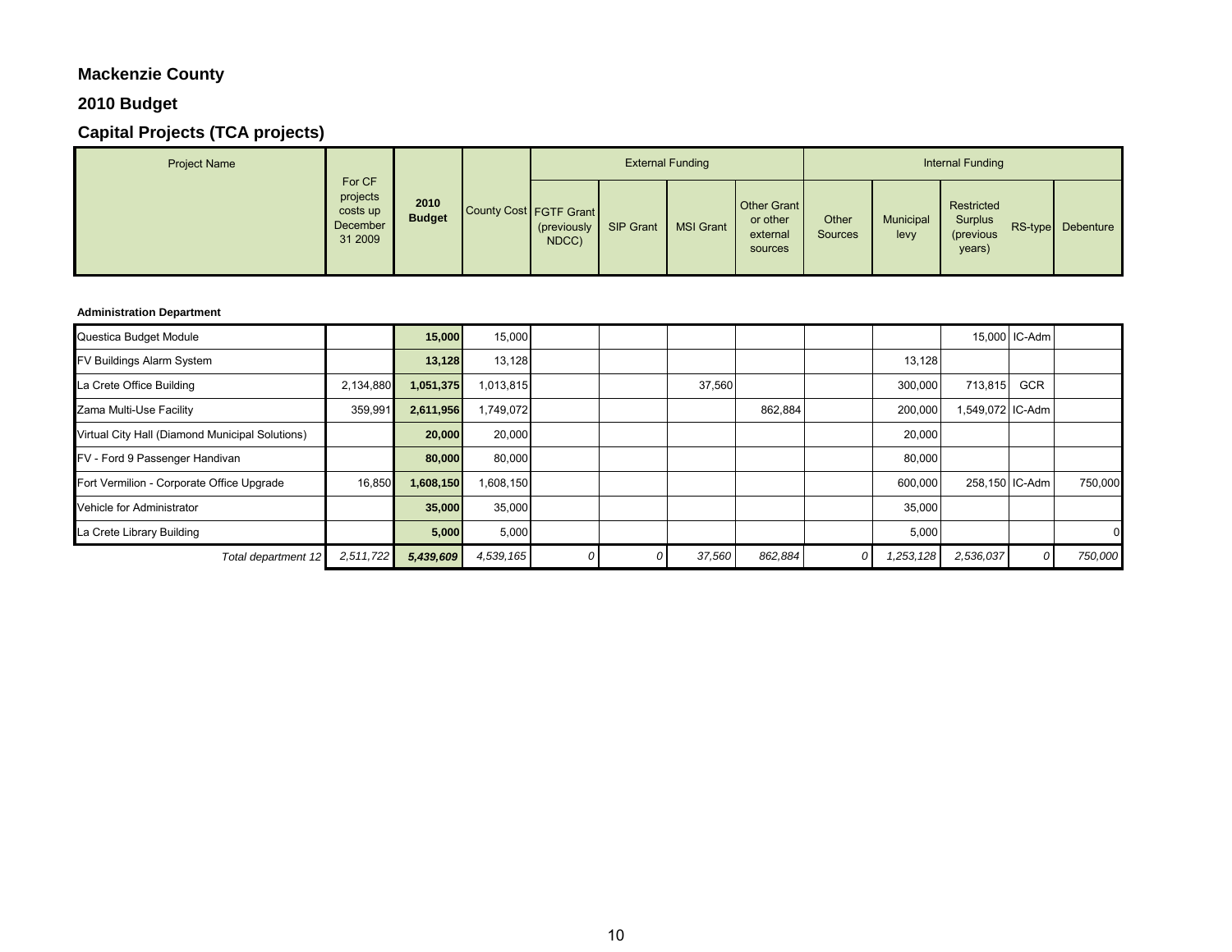**Mackenzie County**

**2010 Budget**

**Capital Projects (TCA projects)**

| Project Name | For CF projects costs up December 31 2009 | **2010 Budget** | County Cost | External Funding | | | | Internal Funding | | | | |
|---|---|---|---|---|---|---|---|---|---|---|---|---|
| | | | | FGTF Grant (previously NDCC) | SIP Grant | MSI Grant | Other Grant or other external sources | Other Sources | Municipal levy | Restricted Surplus (previous years) | RS-type | Debenture |
| **Administration Department** | | | | | | | | | | | | |
| Questica Budget Module | | **15,000** | 15,000 | | | | | | | 15,000 | IC-Adm | |
| FV Buildings Alarm System | | **13,128** | 13,128 | | | | | | 13,128 | | | |
| La Crete Office Building | 2,134,880 | **1,051,375** | 1,013,815 | | | 37,560 | | | 300,000 | 713,815 | GCR | |
| Zama Multi-Use Facility | 359,991 | **2,611,956** | 1,749,072 | | | | 862,884 | | 200,000 | 1,549,072 | IC-Adm | |
| Virtual City Hall (Diamond Municipal Solutions) | | **20,000** | 20,000 | | | | | | 20,000 | | | |
| FV - Ford 9 Passenger Handivan | | **80,000** | 80,000 | | | | | | 80,000 | | | |
| Fort Vermilion - Corporate Office Upgrade | 16,850 | **1,608,150** | 1,608,150 | | | | | | 600,000 | 258,150 | IC-Adm | 750,000 |
| Vehicle for Administrator | | **35,000** | 35,000 | | | | | | 35,000 | | | |
| La Crete Library Building | | **5,000** | 5,000 | | | | | | 5,000 | | | 0 |
| *Total department 12* | *2,511,722* | ***5,439,609*** | *4,539,165* | *0* | *0* | *37,560* | *862,884* | *0* | *1,253,128* | *2,536,037* | *0* | *750,000* |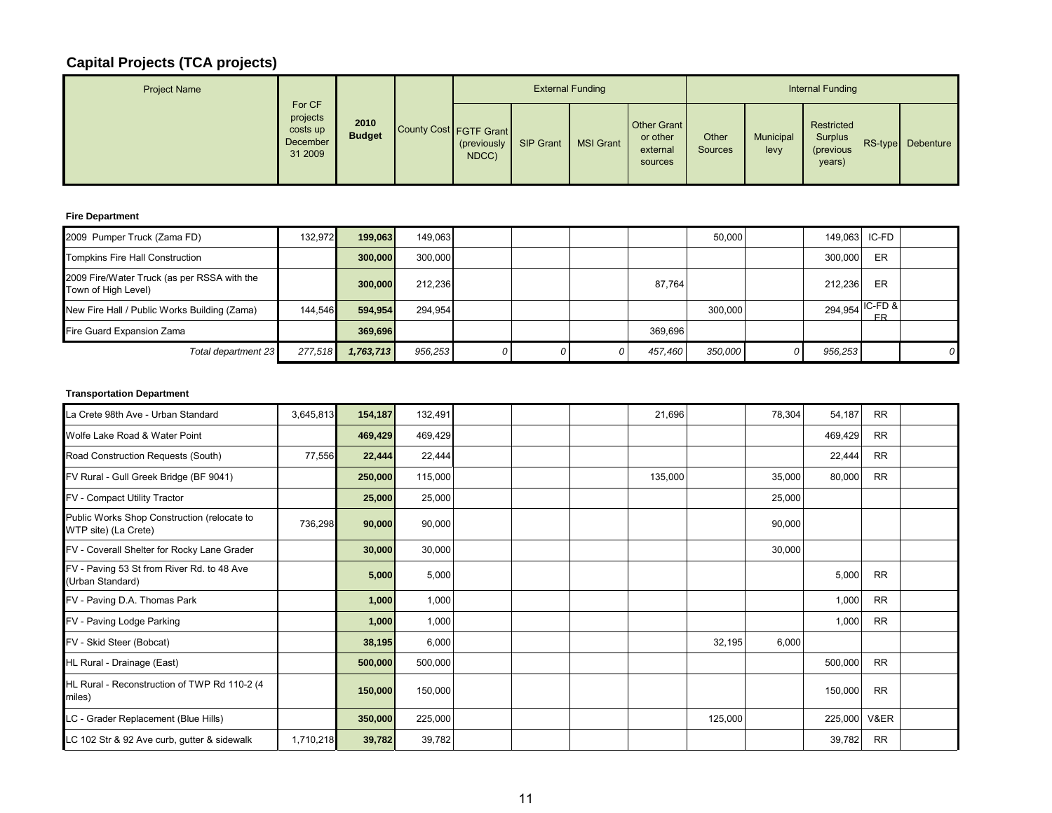## Capital Projects (TCA projects)

| Project Name | For CF projects costs up December 31 2009 | 2010 Budget | County Cost | External Funding | | | | Internal Funding | | | | |
|---|---|---|---|---|---|---|---|---|---|---|---|---|
| | | | | FGTF Grant (previously NDCC) | SIP Grant | MSI Grant | Other Grant or other external sources | Other Sources | Municipal levy | Restricted Surplus (previous years) | RS-type | Debenture |

**Fire Department**

| Project Name | For CF projects costs up December 31 2009 | 2010 Budget | County Cost | FGTF Grant (previously NDCC) | SIP Grant | MSI Grant | Other Grant or other external sources | Other Sources | Municipal levy | Restricted Surplus (previous years) | RS-type | Debenture |
|---|---|---|---|---|---|---|---|---|---|---|---|---|
| 2009 Pumper Truck (Zama FD) | 132,972 | **199,063** | 149,063 | | | | | 50,000 | | 149,063 | IC-FD | |
| Tompkins Fire Hall Construction | | **300,000** | 300,000 | | | | | | | 300,000 | ER | |
| 2009 Fire/Water Truck (as per RSSA with the Town of High Level) | | **300,000** | 212,236 | | | | 87,764 | | | 212,236 | ER | |
| New Fire Hall / Public Works Building (Zama) | 144,546 | **594,954** | 294,954 | | | | | 300,000 | | 294,954 | IC-FD & ER | |
| Fire Guard Expansion Zama | | **369,696** | | | | | 369,696 | | | | | |
| *Total department 23* | *277,518* | ***1,763,713*** | *956,253* | *0* | *0* | *0* | *457,460* | *350,000* | *0* | *956,253* | | *0* |

**Transportation Department**

| Project Name | For CF projects costs up December 31 2009 | 2010 Budget | County Cost | FGTF Grant (previously NDCC) | SIP Grant | MSI Grant | Other Grant or other external sources | Other Sources | Municipal levy | Restricted Surplus (previous years) | RS-type | Debenture |
|---|---|---|---|---|---|---|---|---|---|---|---|---|
| La Crete 98th Ave - Urban Standard | 3,645,813 | **154,187** | 132,491 | | | | 21,696 | | 78,304 | 54,187 | RR | |
| Wolfe Lake Road & Water Point | | **469,429** | 469,429 | | | | | | | 469,429 | RR | |
| Road Construction Requests (South) | 77,556 | **22,444** | 22,444 | | | | | | | 22,444 | RR | |
| FV Rural - Gull Greek Bridge (BF 9041) | | **250,000** | 115,000 | | | | 135,000 | | 35,000 | 80,000 | RR | |
| FV - Compact Utility Tractor | | **25,000** | 25,000 | | | | | | 25,000 | | | |
| Public Works Shop Construction (relocate to WTP site) (La Crete) | 736,298 | **90,000** | 90,000 | | | | | | 90,000 | | | |
| FV - Coverall Shelter for Rocky Lane Grader | | **30,000** | 30,000 | | | | | | 30,000 | | | |
| FV - Paving 53 St from River Rd. to 48 Ave (Urban Standard) | | **5,000** | 5,000 | | | | | | | 5,000 | RR | |
| FV - Paving D.A. Thomas Park | | **1,000** | 1,000 | | | | | | | 1,000 | RR | |
| FV - Paving Lodge Parking | | **1,000** | 1,000 | | | | | | | 1,000 | RR | |
| FV - Skid Steer (Bobcat) | | **38,195** | 6,000 | | | | | 32,195 | 6,000 | | | |
| HL Rural - Drainage (East) | | **500,000** | 500,000 | | | | | | | 500,000 | RR | |
| HL Rural - Reconstruction of TWP Rd 110-2 (4 miles) | | **150,000** | 150,000 | | | | | | | 150,000 | RR | |
| LC - Grader Replacement (Blue Hills) | | **350,000** | 225,000 | | | | | 125,000 | | 225,000 | V&ER | |
| LC 102 Str & 92 Ave curb, gutter & sidewalk | 1,710,218 | **39,782** | 39,782 | | | | | | | 39,782 | RR | |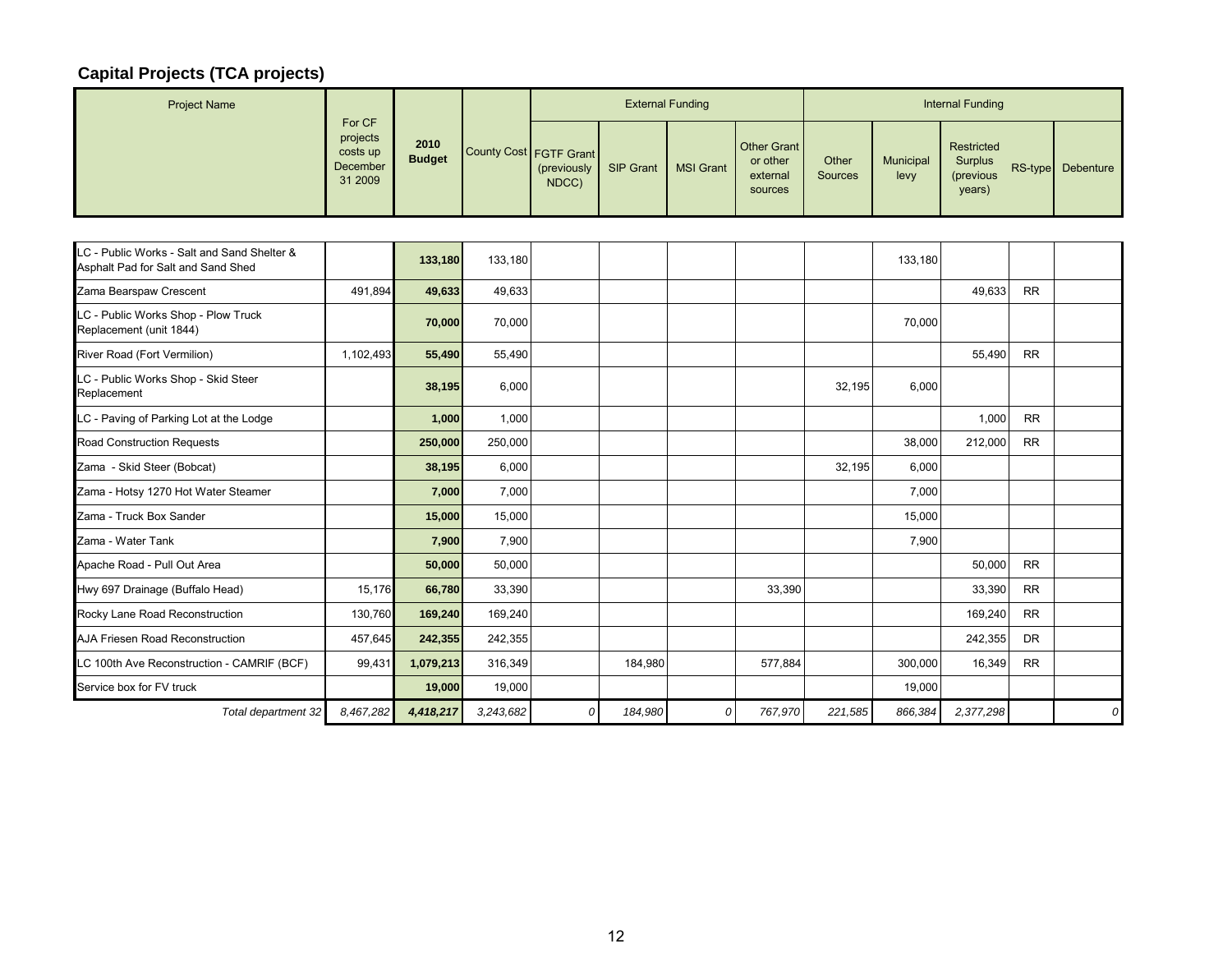## Capital Projects (TCA projects)

| Project Name | For CF projects costs up December 31 2009 | 2010 Budget | County Cost | External Funding | | | | Internal Funding | | | | |
|---|---|---|---|---|---|---|---|---|---|---|---|---|
| | | | | FGTF Grant (previously NDCC) | SIP Grant | MSI Grant | Other Grant or other external sources | Other Sources | Municipal levy | Restricted Surplus (previous years) | RS-type | Debenture |
| LC - Public Works - Salt and Sand Shelter & Asphalt Pad for Salt and Sand Shed | | **133,180** | 133,180 | | | | | | 133,180 | | | |
| Zama Bearspaw Crescent | 491,894 | **49,633** | 49,633 | | | | | | | 49,633 | RR | |
| LC - Public Works Shop - Plow Truck Replacement (unit 1844) | | **70,000** | 70,000 | | | | | | 70,000 | | | |
| River Road (Fort Vermilion) | 1,102,493 | **55,490** | 55,490 | | | | | | | 55,490 | RR | |
| LC - Public Works Shop - Skid Steer Replacement | | **38,195** | 6,000 | | | | | 32,195 | 6,000 | | | |
| LC - Paving of Parking Lot at the Lodge | | **1,000** | 1,000 | | | | | | | 1,000 | RR | |
| Road Construction Requests | | **250,000** | 250,000 | | | | | | 38,000 | 212,000 | RR | |
| Zama - Skid Steer (Bobcat) | | **38,195** | 6,000 | | | | | 32,195 | 6,000 | | | |
| Zama - Hotsy 1270 Hot Water Steamer | | **7,000** | 7,000 | | | | | | 7,000 | | | |
| Zama - Truck Box Sander | | **15,000** | 15,000 | | | | | | 15,000 | | | |
| Zama - Water Tank | | **7,900** | 7,900 | | | | | | 7,900 | | | |
| Apache Road - Pull Out Area | | **50,000** | 50,000 | | | | | | | 50,000 | RR | |
| Hwy 697 Drainage (Buffalo Head) | 15,176 | **66,780** | 33,390 | | | | 33,390 | | | 33,390 | RR | |
| Rocky Lane Road Reconstruction | 130,760 | **169,240** | 169,240 | | | | | | | 169,240 | RR | |
| AJA Friesen Road Reconstruction | 457,645 | **242,355** | 242,355 | | | | | | | 242,355 | DR | |
| LC 100th Ave Reconstruction - CAMRIF (BCF) | 99,431 | **1,079,213** | 316,349 | | 184,980 | | 577,884 | | 300,000 | 16,349 | RR | |
| Service box for FV truck | | **19,000** | 19,000 | | | | | | 19,000 | | | |
| *Total department 32* | *8,467,282* | ***4,418,217*** | *3,243,682* | *0* | *184,980* | *0* | *767,970* | *221,585* | *866,384* | *2,377,298* | | *0* |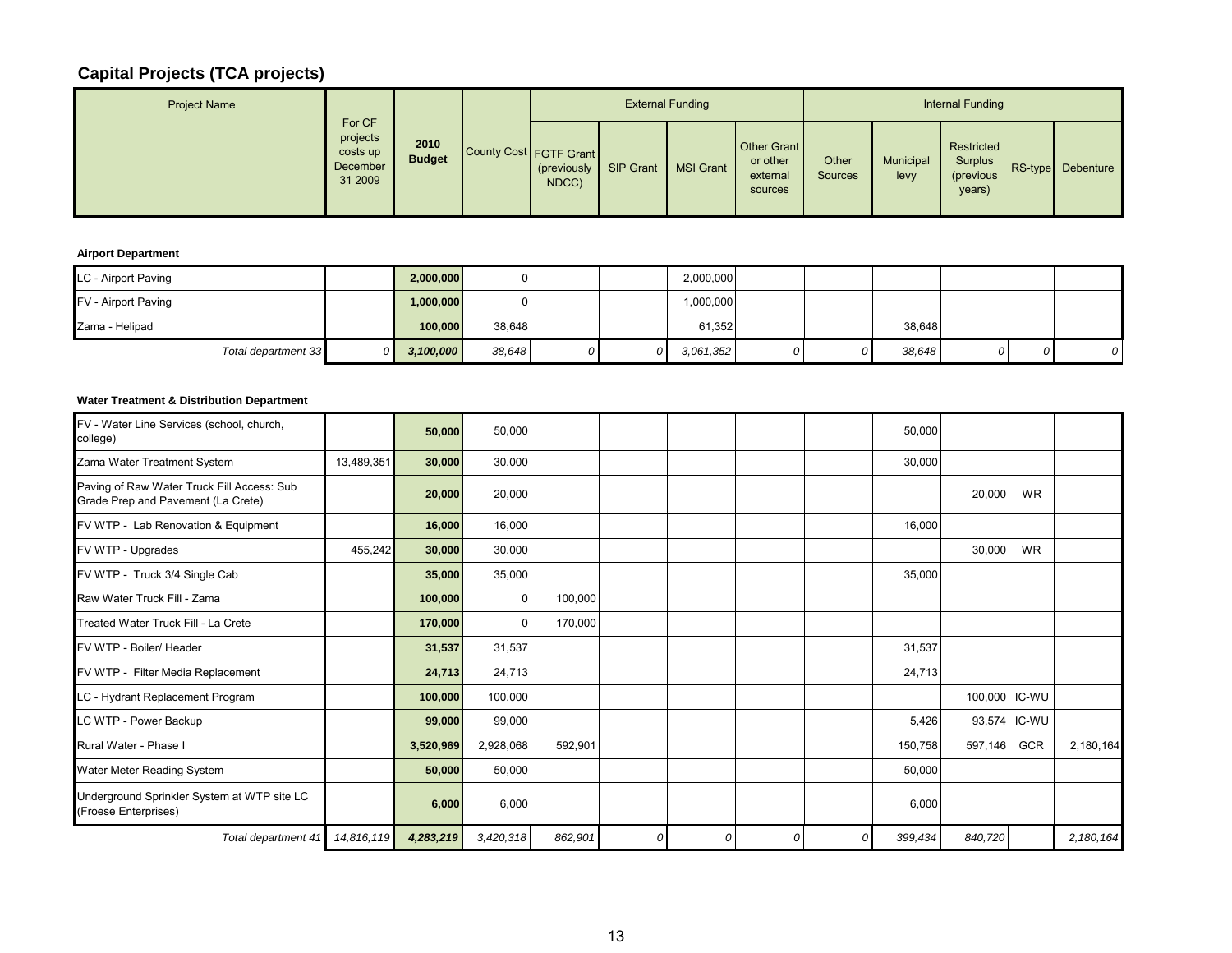## Capital Projects (TCA projects)

| Project Name | For CF projects costs up December 31 2009 | 2010 Budget | County Cost | External Funding | | | | Internal Funding | | | | |
|---|---|---|---|---|---|---|---|---|---|---|---|---|
| | | | | FGTF Grant (previously NDCC) | SIP Grant | MSI Grant | Other Grant or other external sources | Other Sources | Municipal levy | Restricted Surplus (previous years) | RS-type | Debenture |

**Airport Department**

| Project Name | For CF projects costs up December 31 2009 | 2010 Budget | County Cost | FGTF Grant (previously NDCC) | SIP Grant | MSI Grant | Other Grant or other external sources | Other Sources | Municipal levy | Restricted Surplus (previous years) | RS-type | Debenture |
|---|---|---|---|---|---|---|---|---|---|---|---|---|
| LC - Airport Paving | | **2,000,000** | 0 | | | 2,000,000 | | | | | | |
| FV - Airport Paving | | **1,000,000** | 0 | | | 1,000,000 | | | | | | |
| Zama - Helipad | | **100,000** | 38,648 | | | 61,352 | | | 38,648 | | | |
| *Total department 33* | *0* | ***3,100,000*** | *38,648* | *0* | *0* | *3,061,352* | *0* | *0* | *38,648* | *0* | *0* | *0* |

**Water Treatment & Distribution Department**

| Project Name | For CF projects costs up December 31 2009 | 2010 Budget | County Cost | FGTF Grant (previously NDCC) | SIP Grant | MSI Grant | Other Grant or other external sources | Other Sources | Municipal levy | Restricted Surplus (previous years) | RS-type | Debenture |
|---|---|---|---|---|---|---|---|---|---|---|---|---|
| FV - Water Line Services (school, church, college) | | **50,000** | 50,000 | | | | | | 50,000 | | | |
| Zama Water Treatment System | 13,489,351 | **30,000** | 30,000 | | | | | | 30,000 | | | |
| Paving of Raw Water Truck Fill Access: Sub Grade Prep and Pavement (La Crete) | | **20,000** | 20,000 | | | | | | | 20,000 | WR | |
| FV WTP - Lab Renovation & Equipment | | **16,000** | 16,000 | | | | | | 16,000 | | | |
| FV WTP - Upgrades | 455,242 | **30,000** | 30,000 | | | | | | | 30,000 | WR | |
| FV WTP - Truck 3/4 Single Cab | | **35,000** | 35,000 | | | | | | 35,000 | | | |
| Raw Water Truck Fill - Zama | | **100,000** | 0 | 100,000 | | | | | | | | |
| Treated Water Truck Fill - La Crete | | **170,000** | 0 | 170,000 | | | | | | | | |
| FV WTP - Boiler/ Header | | **31,537** | 31,537 | | | | | | 31,537 | | | |
| FV WTP - Filter Media Replacement | | **24,713** | 24,713 | | | | | | 24,713 | | | |
| LC - Hydrant Replacement Program | | **100,000** | 100,000 | | | | | | | 100,000 | IC-WU | |
| LC WTP - Power Backup | | **99,000** | 99,000 | | | | | | 5,426 | 93,574 | IC-WU | |
| Rural Water - Phase I | | **3,520,969** | 2,928,068 | 592,901 | | | | | 150,758 | 597,146 | GCR | 2,180,164 |
| Water Meter Reading System | | **50,000** | 50,000 | | | | | | 50,000 | | | |
| Underground Sprinkler System at WTP site LC (Froese Enterprises) | | **6,000** | 6,000 | | | | | | 6,000 | | | |
| *Total department 41* | *14,816,119* | ***4,283,219*** | *3,420,318* | *862,901* | *0* | *0* | *0* | *0* | *399,434* | *840,720* | | *2,180,164* |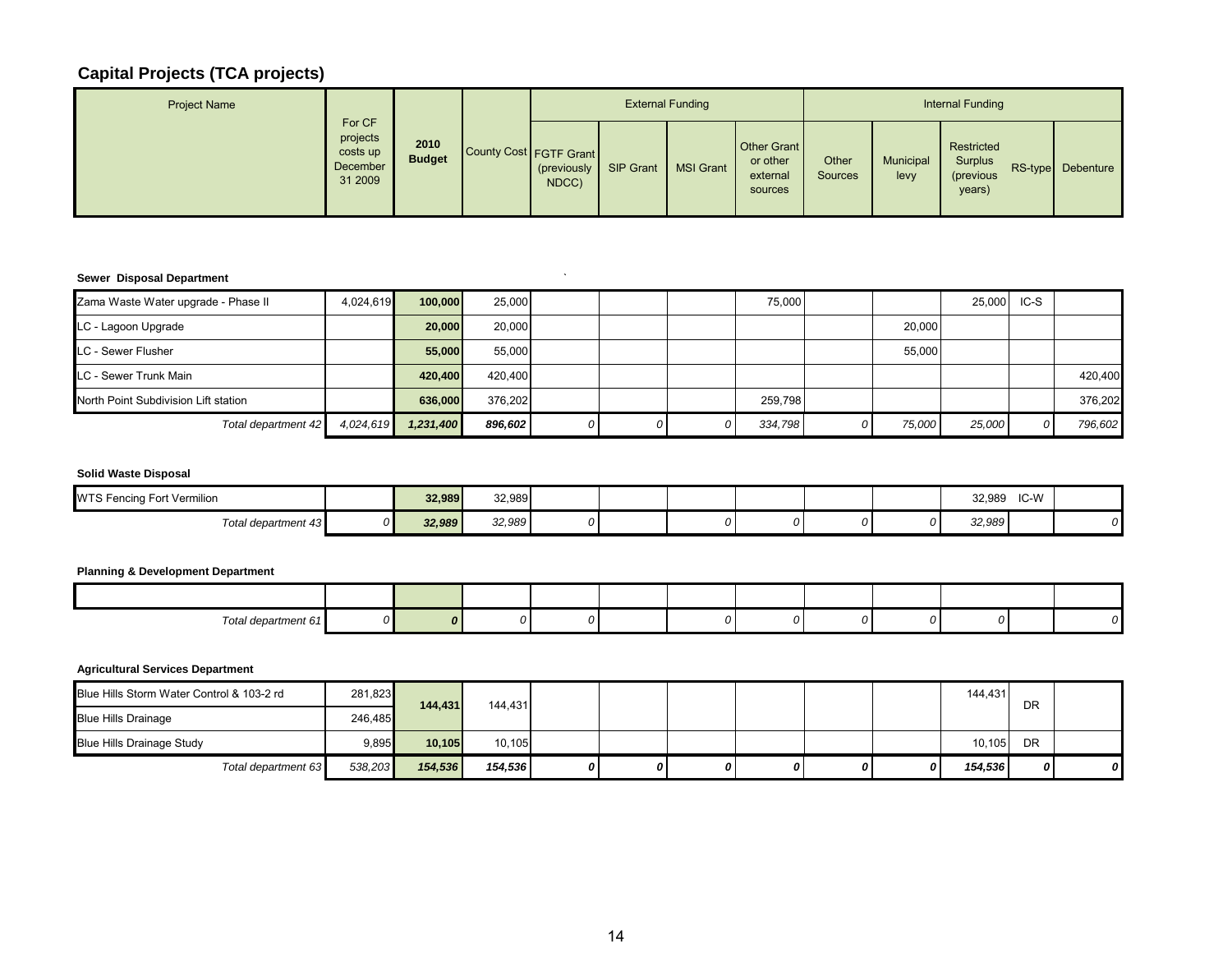## Capital Projects (TCA projects)

| Project Name | For CF projects costs up December 31 2009 | 2010 Budget | County Cost | External Funding | | | | Internal Funding | | | | |
|---|---|---|---|---|---|---|---|---|---|---|---|---|
| | | | | FGTF Grant (previously NDCC) | SIP Grant | MSI Grant | Other Grant or other external sources | Other Sources | Municipal levy | Restricted Surplus (previous years) | RS-type | Debenture |
| **Sewer Disposal Department** | | | | | | | | | | | | |
| Zama Waste Water upgrade - Phase II | 4,024,619 | **100,000** | 25,000 | | | | 75,000 | | | 25,000 | IC-S | |
| LC - Lagoon Upgrade | | **20,000** | 20,000 | | | | | | 20,000 | | | |
| LC - Sewer Flusher | | **55,000** | 55,000 | | | | | | 55,000 | | | |
| LC - Sewer Trunk Main | | **420,400** | 420,400 | | | | | | | | | 420,400 |
| North Point Subdivision Lift station | | **636,000** | 376,202 | | | | 259,798 | | | | | 376,202 |
| *Total department 42* | *4,024,619* | ***1,231,400*** | ***896,602*** | *0* | *0* | *0* | *334,798* | *0* | *75,000* | *25,000* | *0* | *796,602* |
| **Solid Waste Disposal** | | | | | | | | | | | | |
| WTS Fencing Fort Vermilion | | **32,989** | 32,989 | | | | | | | 32,989 | IC-W | |
| *Total department 43* | *0* | ***32,989*** | *32,989* | *0* | | *0* | *0* | *0* | *0* | *32,989* | | *0* |
| **Planning & Development Department** | | | | | | | | | | | | |
| | | | | | | | | | | | | |
| *Total department 61* | *0* | ***0*** | *0* | *0* | | *0* | *0* | *0* | *0* | *0* | | *0* |
| **Agricultural Services Department** | | | | | | | | | | | | |
| Blue Hills Storm Water Control & 103-2 rd | 281,823 | **144,431** | 144,431 | | | | | | | 144,431 | DR | |
| Blue Hills Drainage | 246,485 | | | | | | | | | | | |
| Blue Hills Drainage Study | 9,895 | **10,105** | 10,105 | | | | | | | 10,105 | DR | |
| *Total department 63* | *538,203* | ***154,536*** | ***154,536*** | ***0*** | ***0*** | ***0*** | ***0*** | ***0*** | ***0*** | ***154,536*** | ***0*** | ***0*** |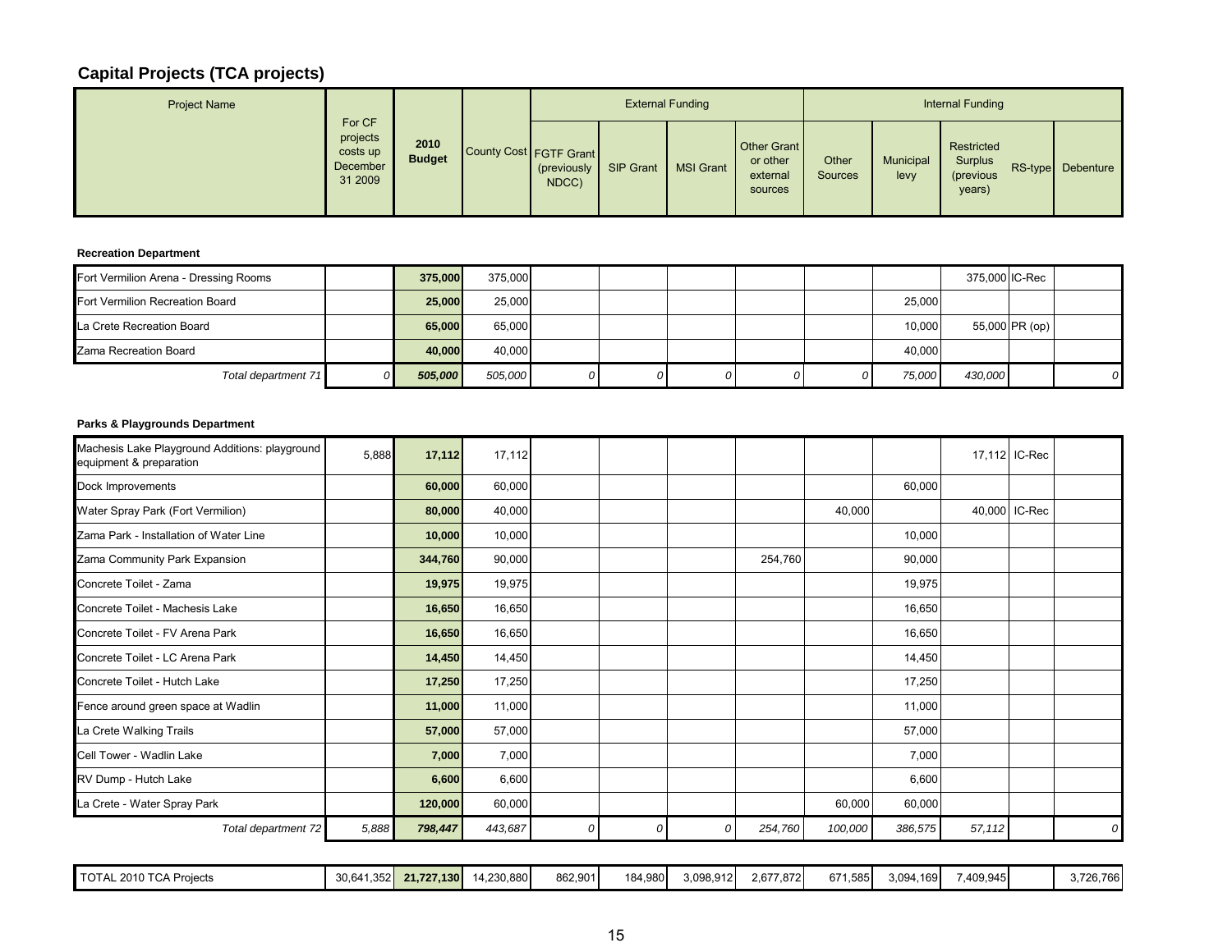## Capital Projects (TCA projects)

| Project Name | For CF projects costs up December 31 2009 | 2010 Budget | County Cost | External Funding | | | | Internal Funding | | | | |
|---|---|---|---|---|---|---|---|---|---|---|---|---|
| | | | | FGTF Grant (previously NDCC) | SIP Grant | MSI Grant | Other Grant or other external sources | Other Sources | Municipal levy | Restricted Surplus (previous years) | RS-type | Debenture |
| **Recreation Department** | | | | | | | | | | | | |
| Fort Vermilion Arena - Dressing Rooms | | **375,000** | 375,000 | | | | | | | 375,000 | IC-Rec | |
| Fort Vermilion Recreation Board | | **25,000** | 25,000 | | | | | | 25,000 | | | |
| La Crete Recreation Board | | **65,000** | 65,000 | | | | | | 10,000 | 55,000 | PR (op) | |
| Zama Recreation Board | | **40,000** | 40,000 | | | | | | 40,000 | | | |
| *Total department 71* | *0* | ***505,000*** | *505,000* | *0* | *0* | *0* | *0* | *0* | *75,000* | *430,000* | | *0* |
| **Parks & Playgrounds Department** | | | | | | | | | | | | |
| Machesis Lake Playground Additions: playground equipment & preparation | 5,888 | **17,112** | 17,112 | | | | | | | 17,112 | IC-Rec | |
| Dock Improvements | | **60,000** | 60,000 | | | | | | 60,000 | | | |
| Water Spray Park (Fort Vermilion) | | **80,000** | 40,000 | | | | | 40,000 | | 40,000 | IC-Rec | |
| Zama Park - Installation of Water Line | | **10,000** | 10,000 | | | | | | 10,000 | | | |
| Zama Community Park Expansion | | **344,760** | 90,000 | | | | 254,760 | | 90,000 | | | |
| Concrete Toilet - Zama | | **19,975** | 19,975 | | | | | | 19,975 | | | |
| Concrete Toilet - Machesis Lake | | **16,650** | 16,650 | | | | | | 16,650 | | | |
| Concrete Toilet - FV Arena Park | | **16,650** | 16,650 | | | | | | 16,650 | | | |
| Concrete Toilet - LC Arena Park | | **14,450** | 14,450 | | | | | | 14,450 | | | |
| Concrete Toilet - Hutch Lake | | **17,250** | 17,250 | | | | | | 17,250 | | | |
| Fence around green space at Wadlin | | **11,000** | 11,000 | | | | | | 11,000 | | | |
| La Crete Walking Trails | | **57,000** | 57,000 | | | | | | 57,000 | | | |
| Cell Tower - Wadlin Lake | | **7,000** | 7,000 | | | | | | 7,000 | | | |
| RV Dump - Hutch Lake | | **6,600** | 6,600 | | | | | | 6,600 | | | |
| La Crete - Water Spray Park | | **120,000** | 60,000 | | | | | 60,000 | 60,000 | | | |
| *Total department 72* | *5,888* | ***798,447*** | *443,687* | *0* | *0* | *0* | *254,760* | *100,000* | *386,575* | *57,112* | | *0* |
| TOTAL 2010 TCA Projects | 30,641,352 | **21,727,130** | 14,230,880 | 862,901 | 184,980 | 3,098,912 | 2,677,872 | 671,585 | 3,094,169 | 7,409,945 | | 3,726,766 |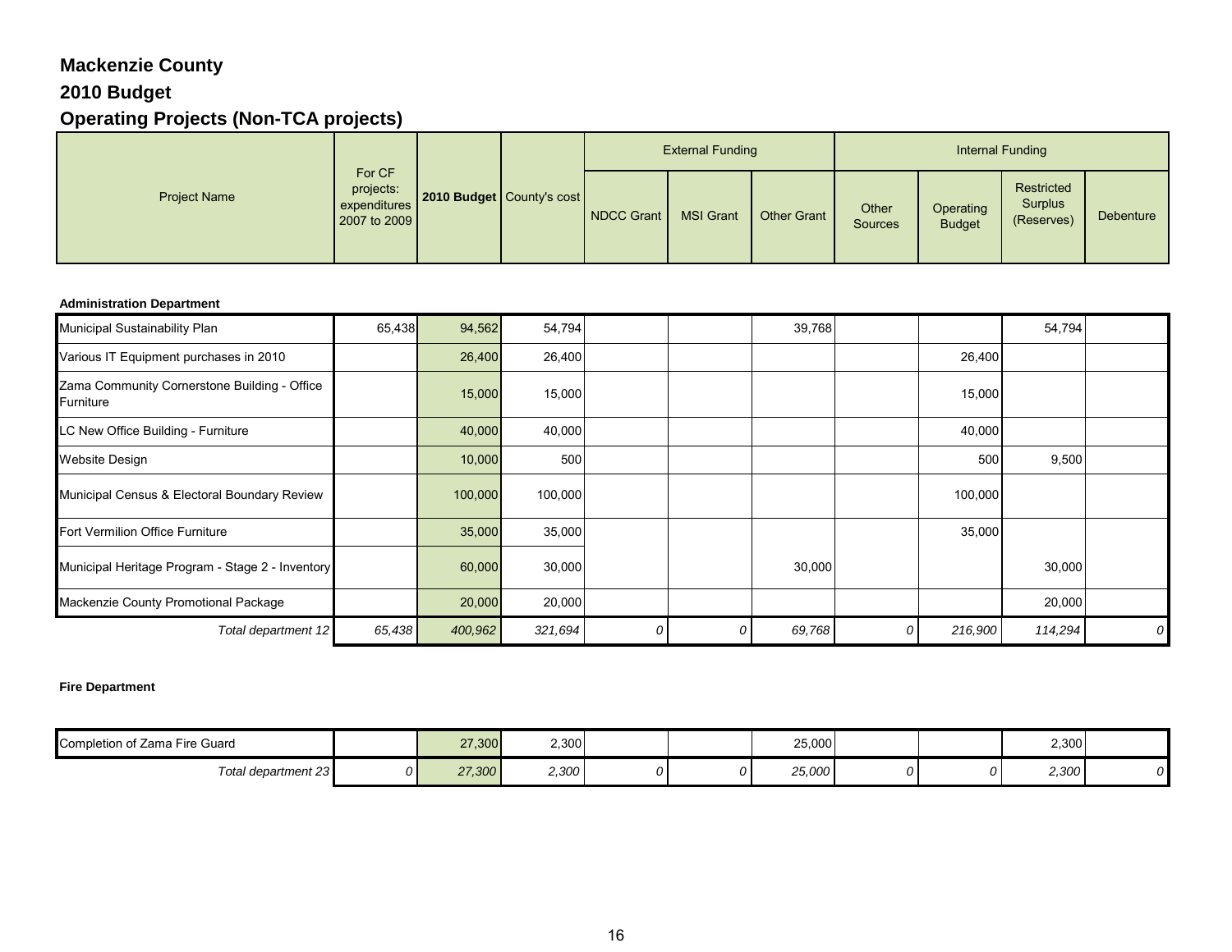# Mackenzie County

## 2010 Budget

## Operating Projects (Non-TCA projects)

| Project Name | For CF projects: expenditures 2007 to 2009 | 2010 Budget | County's cost | External Funding | | | Internal Funding | | | |
|---|---|---|---|---|---|---|---|---|---|---|
| | | | | NDCC Grant | MSI Grant | Other Grant | Other Sources | Operating Budget | Restricted Surplus (Reserves) | Debenture |
| **Administration Department** | | | | | | | | | | |
| Municipal Sustainability Plan | 65,438 | 94,562 | 54,794 | | | 39,768 | | | 54,794 | |
| Various IT Equipment purchases in 2010 | | 26,400 | 26,400 | | | | | 26,400 | | |
| Zama Community Cornerstone Building - Office Furniture | | 15,000 | 15,000 | | | | | 15,000 | | |
| LC New Office Building - Furniture | | 40,000 | 40,000 | | | | | 40,000 | | |
| Website Design | | 10,000 | 500 | | | | | 500 | 9,500 | |
| Municipal Census & Electoral Boundary Review | | 100,000 | 100,000 | | | | | 100,000 | | |
| Fort Vermilion Office Furniture | | 35,000 | 35,000 | | | | | 35,000 | | |
| Municipal Heritage Program - Stage 2 - Inventory | | 60,000 | 30,000 | | | 30,000 | | | 30,000 | |
| Mackenzie County Promotional Package | | 20,000 | 20,000 | | | | | | 20,000 | |
| *Total department 12* | *65,438* | *400,962* | *321,694* | *0* | *0* | *69,768* | *0* | *216,900* | *114,294* | *0* |
| **Fire Department** | | | | | | | | | | |
| Completion of Zama Fire Guard | | 27,300 | 2,300 | | | 25,000 | | | 2,300 | |
| *Total department 23* | *0* | *27,300* | *2,300* | *0* | *0* | *25,000* | *0* | *0* | *2,300* | *0* |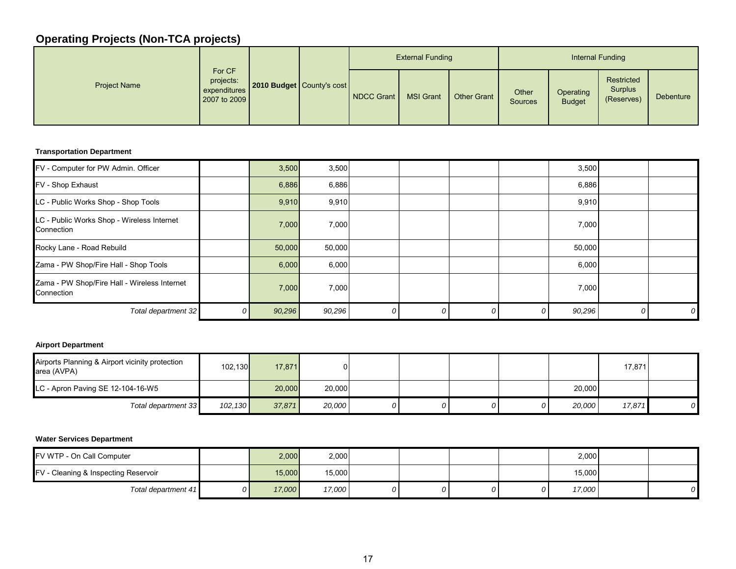## Operating Projects (Non-TCA projects)

| Project Name | For CF projects: expenditures 2007 to 2009 | 2010 Budget | County's cost | External Funding | | | Internal Funding | | | |
|---|---|---|---|---|---|---|---|---|---|---|
| | | | | NDCC Grant | MSI Grant | Other Grant | Other Sources | Operating Budget | Restricted Surplus (Reserves) | Debenture |
| **Transportation Department** | | | | | | | | | | |
| FV - Computer for PW Admin. Officer | | 3,500 | 3,500 | | | | | 3,500 | | |
| FV - Shop Exhaust | | 6,886 | 6,886 | | | | | 6,886 | | |
| LC - Public Works Shop - Shop Tools | | 9,910 | 9,910 | | | | | 9,910 | | |
| LC - Public Works Shop - Wireless Internet Connection | | 7,000 | 7,000 | | | | | 7,000 | | |
| Rocky Lane - Road Rebuild | | 50,000 | 50,000 | | | | | 50,000 | | |
| Zama - PW Shop/Fire Hall - Shop Tools | | 6,000 | 6,000 | | | | | 6,000 | | |
| Zama - PW Shop/Fire Hall - Wireless Internet Connection | | 7,000 | 7,000 | | | | | 7,000 | | |
| *Total department 32* | *0* | *90,296* | *90,296* | *0* | *0* | *0* | *0* | *90,296* | *0* | *0* |
| **Airport Department** | | | | | | | | | | |
| Airports Planning & Airport vicinity protection area (AVPA) | 102,130 | 17,871 | 0 | | | | | | 17,871 | |
| LC - Apron Paving SE 12-104-16-W5 | | 20,000 | 20,000 | | | | | 20,000 | | |
| *Total department 33* | *102,130* | *37,871* | *20,000* | *0* | *0* | *0* | *0* | *20,000* | *17,871* | *0* |
| **Water Services Department** | | | | | | | | | | |
| FV WTP - On Call Computer | | 2,000 | 2,000 | | | | | 2,000 | | |
| FV - Cleaning & Inspecting Reservoir | | 15,000 | 15,000 | | | | | 15,000 | | |
| *Total department 41* | *0* | *17,000* | *17,000* | *0* | *0* | *0* | *0* | *17,000* | | *0* |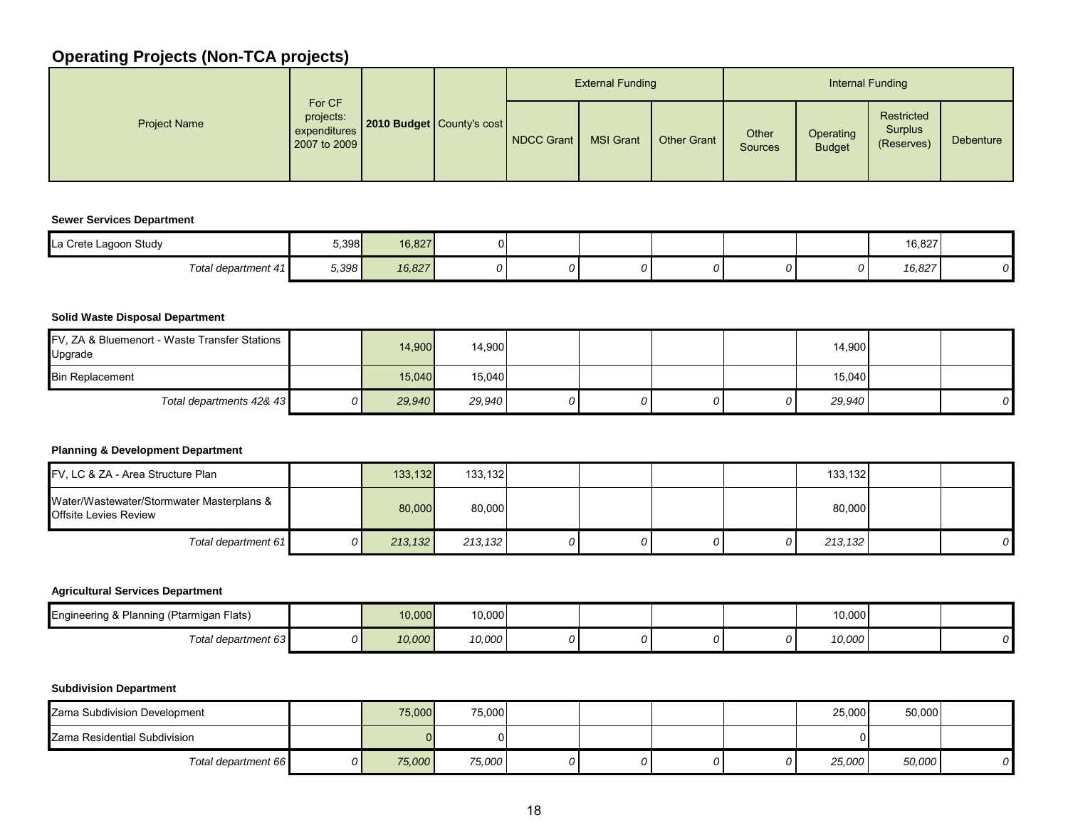## Operating Projects (Non-TCA projects)

| Project Name | For CF projects: expenditures 2007 to 2009 | 2010 Budget | County's cost | External Funding | | | Internal Funding | | | |
|---|---|---|---|---|---|---|---|---|---|---|
| | | | | NDCC Grant | MSI Grant | Other Grant | Other Sources | Operating Budget | Restricted Surplus (Reserves) | Debenture |
| **Sewer Services Department** | | | | | | | | | | |
| La Crete Lagoon Study | 5,398 | 16,827 | 0 | | | | | | 16,827 | |
| *Total department 41* | *5,398* | *16,827* | *0* | *0* | *0* | *0* | *0* | *0* | *16,827* | *0* |
| **Solid Waste Disposal Department** | | | | | | | | | | |
| FV, ZA & Bluemenort - Waste Transfer Stations Upgrade | | 14,900 | 14,900 | | | | | 14,900 | | |
| Bin Replacement | | 15,040 | 15,040 | | | | | 15,040 | | |
| *Total departments 42& 43* | *0* | *29,940* | *29,940* | *0* | *0* | *0* | *0* | *29,940* | | *0* |
| **Planning & Development Department** | | | | | | | | | | |
| FV, LC & ZA - Area Structure Plan | | 133,132 | 133,132 | | | | | 133,132 | | |
| Water/Wastewater/Stormwater Masterplans & Offsite Levies Review | | 80,000 | 80,000 | | | | | 80,000 | | |
| *Total department 61* | *0* | *213,132* | *213,132* | *0* | *0* | *0* | *0* | *213,132* | | *0* |
| **Agricultural Services Department** | | | | | | | | | | |
| Engineering & Planning (Ptarmigan Flats) | | 10,000 | 10,000 | | | | | 10,000 | | |
| *Total department 63* | *0* | *10,000* | *10,000* | *0* | *0* | *0* | *0* | *10,000* | | *0* |
| **Subdivision Department** | | | | | | | | | | |
| Zama Subdivision Development | | 75,000 | 75,000 | | | | | 25,000 | 50,000 | |
| Zama Residential Subdivision | | 0 | 0 | | | | | 0 | | |
| *Total department 66* | *0* | *75,000* | *75,000* | *0* | *0* | *0* | *0* | *25,000* | *50,000* | *0* |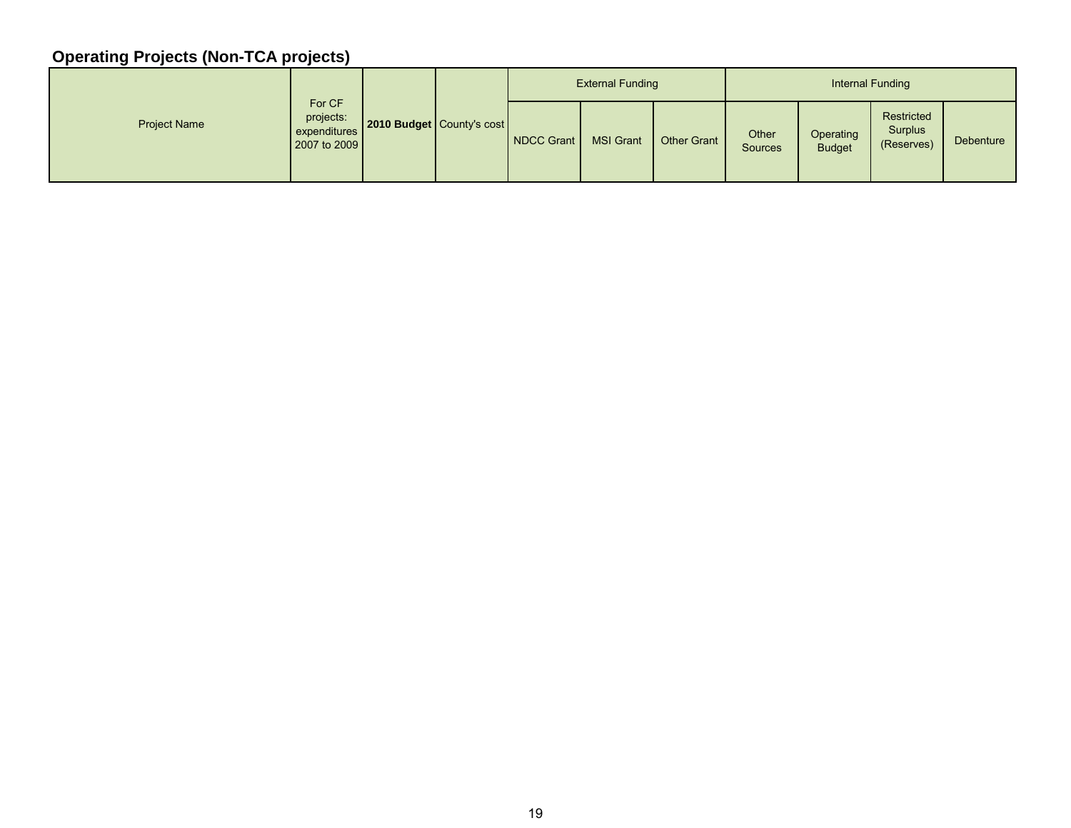## Operating Projects (Non-TCA projects)

| Project Name | For CF projects: expenditures 2007 to 2009 | **2010 Budget** | County's cost | External Funding | | | Internal Funding | | | |
|---|---|---|---|---|---|---|---|---|---|---|
| | | | | NDCC Grant | MSI Grant | Other Grant | Other Sources | Operating Budget | Restricted Surplus (Reserves) | Debenture |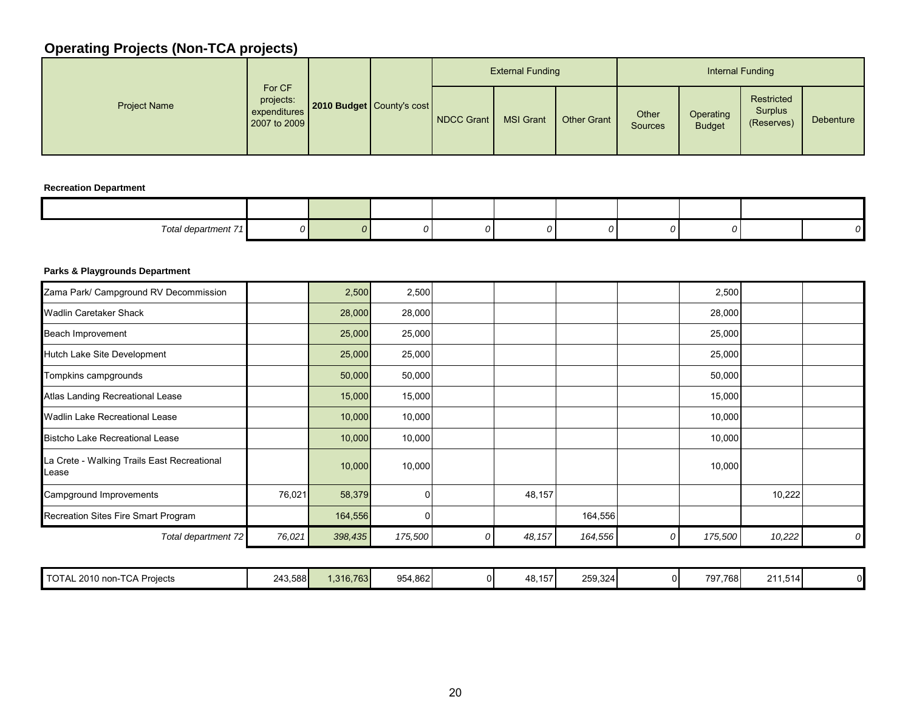## Operating Projects (Non-TCA projects)

| Project Name | For CF projects: expenditures 2007 to 2009 | 2010 Budget | County's cost | External Funding | | | Internal Funding | | | |
|---|---|---|---|---|---|---|---|---|---|---|
| | | | | NDCC Grant | MSI Grant | Other Grant | Other Sources | Operating Budget | Restricted Surplus (Reserves) | Debenture |

**Recreation Department**

| Project Name | For CF projects: expenditures 2007 to 2009 | 2010 Budget | County's cost | NDCC Grant | MSI Grant | Other Grant | Other Sources | Operating Budget | Restricted Surplus (Reserves) | Debenture |
|---|---|---|---|---|---|---|---|---|---|---|
| | | | | | | | | | | |
| *Total department 71* | *0* | *0* | *0* | *0* | *0* | *0* | *0* | *0* | | *0* |

**Parks & Playgrounds Department**

| Project Name | For CF projects: expenditures 2007 to 2009 | 2010 Budget | County's cost | NDCC Grant | MSI Grant | Other Grant | Other Sources | Operating Budget | Restricted Surplus (Reserves) | Debenture |
|---|---|---|---|---|---|---|---|---|---|---|
| Zama Park/ Campground RV Decommission | | 2,500 | 2,500 | | | | | 2,500 | | |
| Wadlin Caretaker Shack | | 28,000 | 28,000 | | | | | 28,000 | | |
| Beach Improvement | | 25,000 | 25,000 | | | | | 25,000 | | |
| Hutch Lake Site Development | | 25,000 | 25,000 | | | | | 25,000 | | |
| Tompkins campgrounds | | 50,000 | 50,000 | | | | | 50,000 | | |
| Atlas Landing Recreational Lease | | 15,000 | 15,000 | | | | | 15,000 | | |
| Wadlin Lake Recreational Lease | | 10,000 | 10,000 | | | | | 10,000 | | |
| Bistcho Lake Recreational Lease | | 10,000 | 10,000 | | | | | 10,000 | | |
| La Crete - Walking Trails East Recreational Lease | | 10,000 | 10,000 | | | | | 10,000 | | |
| Campground Improvements | 76,021 | 58,379 | 0 | | 48,157 | | | | 10,222 | |
| Recreation Sites Fire Smart Program | | 164,556 | 0 | | | 164,556 | | | | |
| *Total department 72* | *76,021* | *398,435* | *175,500* | *0* | *48,157* | *164,556* | *0* | *175,500* | *10,222* | *0* |

| Project Name | For CF projects: expenditures 2007 to 2009 | 2010 Budget | County's cost | NDCC Grant | MSI Grant | Other Grant | Other Sources | Operating Budget | Restricted Surplus (Reserves) | Debenture |
|---|---|---|---|---|---|---|---|---|---|---|
| TOTAL 2010 non-TCA Projects | 243,588 | 1,316,763 | 954,862 | 0 | 48,157 | 259,324 | 0 | 797,768 | 211,514 | 0 |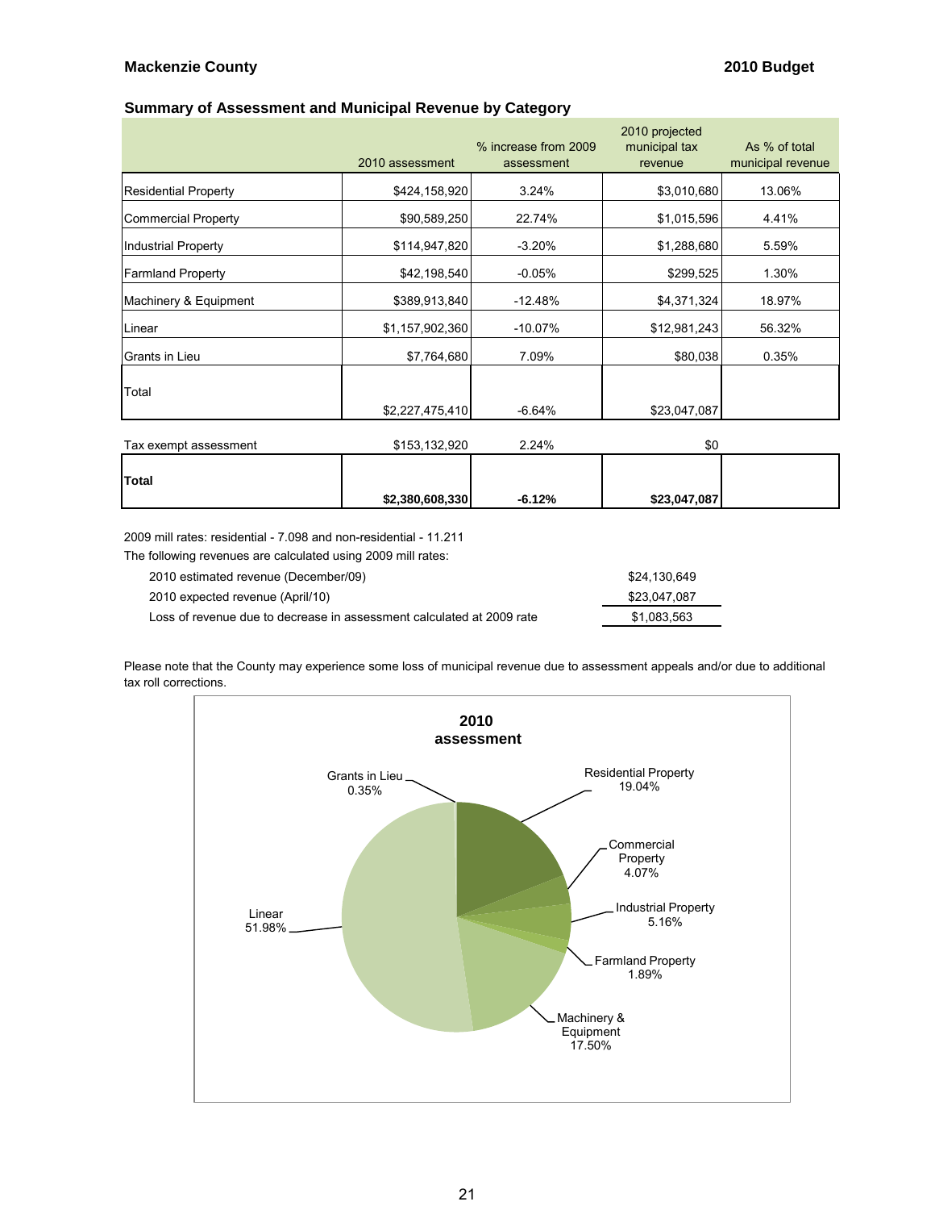## Summary of Assessment and Municipal Revenue by Category

| | 2010 assessment | % increase from 2009 assessment | 2010 projected municipal tax revenue | As % of total municipal revenue |
|---|---|---|---|---|
| Residential Property | $424,158,920 | 3.24% | $3,010,680 | 13.06% |
| Commercial Property | $90,589,250 | 22.74% | $1,015,596 | 4.41% |
| Industrial Property | $114,947,820 | -3.20% | $1,288,680 | 5.59% |
| Farmland Property | $42,198,540 | -0.05% | $299,525 | 1.30% |
| Machinery & Equipment | $389,913,840 | -12.48% | $4,371,324 | 18.97% |
| Linear | $1,157,902,360 | -10.07% | $12,981,243 | 56.32% |
| Grants in Lieu | $7,764,680 | 7.09% | $80,038 | 0.35% |
| Total | $2,227,475,410 | -6.64% | $23,047,087 | |
| Tax exempt assessment | $153,132,920 | 2.24% | $0 | |
| **Total** | **$2,380,608,330** | **-6.12%** | **$23,047,087** | |

2009 mill rates: residential - 7.098 and non-residential - 11.211

The following revenues are calculated using 2009 mill rates:

| | |
|---|---|
| 2010 estimated revenue (December/09) | $24,130,649 |
| 2010 expected revenue (April/10) | $23,047,087 |
| Loss of revenue due to decrease in assessment calculated at 2009 rate | $1,083,563 |

Please note that the County may experience some loss of municipal revenue due to assessment appeals and/or due to additional tax roll corrections.

**2010 assessment**

- Residential Property 19.04%
- Commercial Property 4.07%
- Industrial Property 5.16%
- Farmland Property 1.89%
- Machinery & Equipment 17.50%
- Linear 51.98%
- Grants in Lieu 0.35%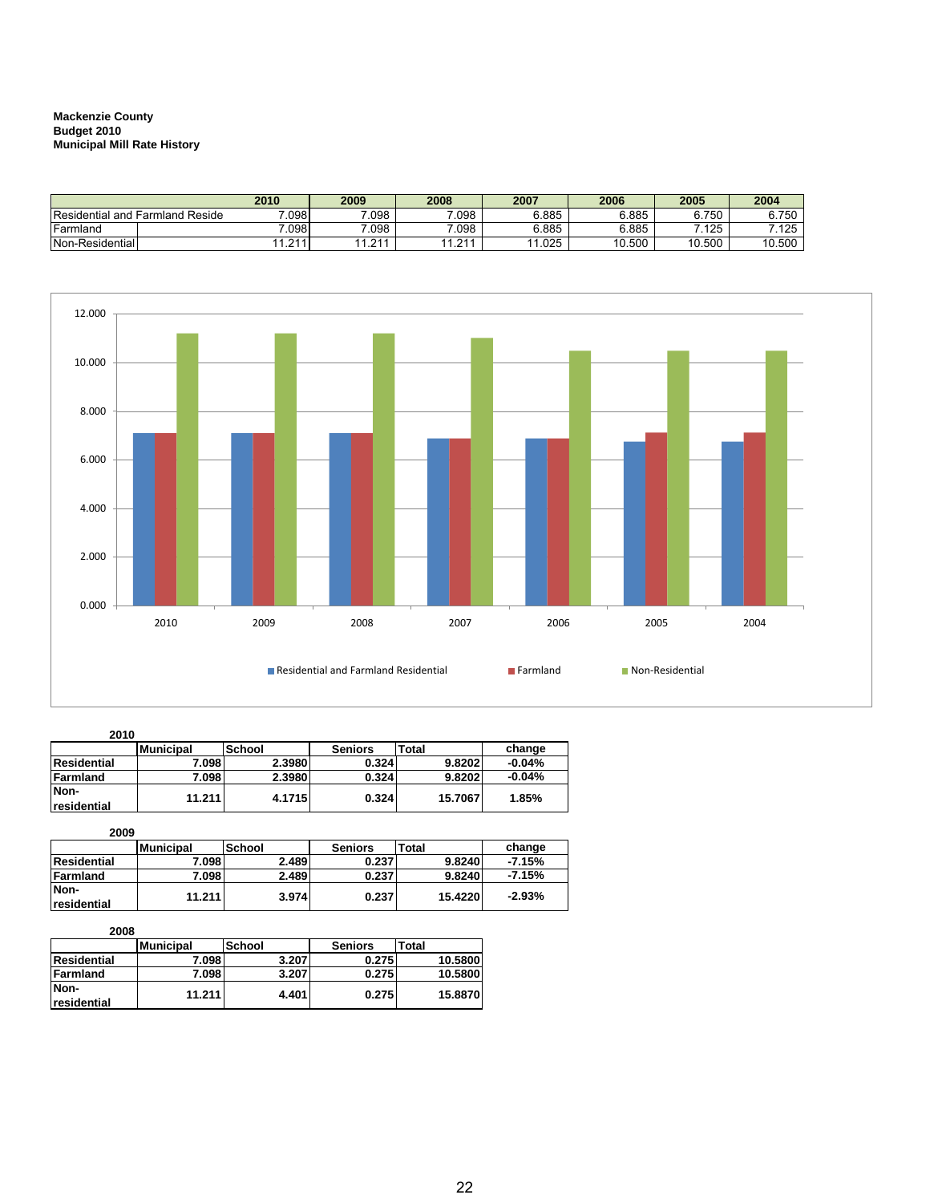**Mackenzie County**
**Budget 2010**
**Municipal Mill Rate History**

| | 2010 | 2009 | 2008 | 2007 | 2006 | 2005 | 2004 |
|---|---|---|---|---|---|---|---|
| Residential and Farmland Reside | 7.098 | 7.098 | 7.098 | 6.885 | 6.885 | 6.750 | 6.750 |
| Farmland | 7.098 | 7.098 | 7.098 | 6.885 | 6.885 | 7.125 | 7.125 |
| Non-Residential | 11.211 | 11.211 | 11.211 | 11.025 | 10.500 | 10.500 | 10.500 |

**2010**

| | Municipal | School | Seniors | Total | change |
|---|---|---|---|---|---|
| **Residential** | 7.098 | 2.3980 | 0.324 | 9.8202 | -0.04% |
| **Farmland** | 7.098 | 2.3980 | 0.324 | 9.8202 | -0.04% |
| **Non-residential** | 11.211 | 4.1715 | 0.324 | 15.7067 | 1.85% |

**2009**

| | Municipal | School | Seniors | Total | change |
|---|---|---|---|---|---|
| **Residential** | 7.098 | 2.489 | 0.237 | 9.8240 | -7.15% |
| **Farmland** | 7.098 | 2.489 | 0.237 | 9.8240 | -7.15% |
| **Non-residential** | 11.211 | 3.974 | 0.237 | 15.4220 | -2.93% |

**2008**

| | Municipal | School | Seniors | Total |
|---|---|---|---|---|
| **Residential** | 7.098 | 3.207 | 0.275 | 10.5800 |
| **Farmland** | 7.098 | 3.207 | 0.275 | 10.5800 |
| **Non-residential** | 11.211 | 4.401 | 0.275 | 15.8870 |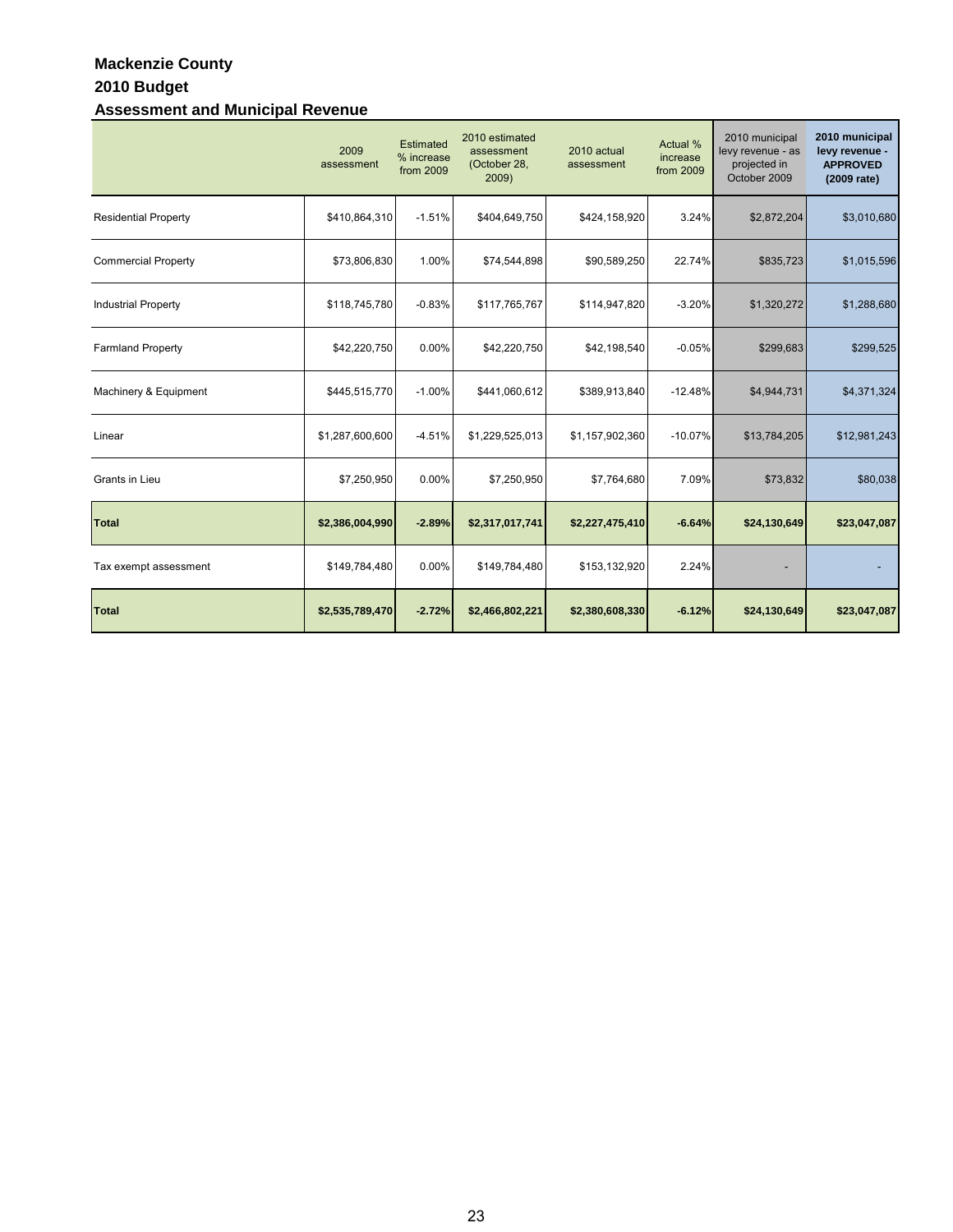# Mackenzie County

## 2010 Budget

### Assessment and Municipal Revenue

| | 2009 assessment | Estimated % increase from 2009 | 2010 estimated assessment (October 28, 2009) | 2010 actual assessment | Actual % increase from 2009 | 2010 municipal levy revenue - as projected in October 2009 | **2010 municipal levy revenue - APPROVED (2009 rate)** |
|---|---|---|---|---|---|---|---|
| Residential Property | $410,864,310 | -1.51% | $404,649,750 | $424,158,920 | 3.24% | $2,872,204 | $3,010,680 |
| Commercial Property | $73,806,830 | 1.00% | $74,544,898 | $90,589,250 | 22.74% | $835,723 | $1,015,596 |
| Industrial Property | $118,745,780 | -0.83% | $117,765,767 | $114,947,820 | -3.20% | $1,320,272 | $1,288,680 |
| Farmland Property | $42,220,750 | 0.00% | $42,220,750 | $42,198,540 | -0.05% | $299,683 | $299,525 |
| Machinery & Equipment | $445,515,770 | -1.00% | $441,060,612 | $389,913,840 | -12.48% | $4,944,731 | $4,371,324 |
| Linear | $1,287,600,600 | -4.51% | $1,229,525,013 | $1,157,902,360 | -10.07% | $13,784,205 | $12,981,243 |
| Grants in Lieu | $7,250,950 | 0.00% | $7,250,950 | $7,764,680 | 7.09% | $73,832 | $80,038 |
| **Total** | **$2,386,004,990** | **-2.89%** | **$2,317,017,741** | **$2,227,475,410** | **-6.64%** | **$24,130,649** | **$23,047,087** |
| Tax exempt assessment | $149,784,480 | 0.00% | $149,784,480 | $153,132,920 | 2.24% | - | - |
| **Total** | **$2,535,789,470** | **-2.72%** | **$2,466,802,221** | **$2,380,608,330** | **-6.12%** | **$24,130,649** | **$23,047,087** |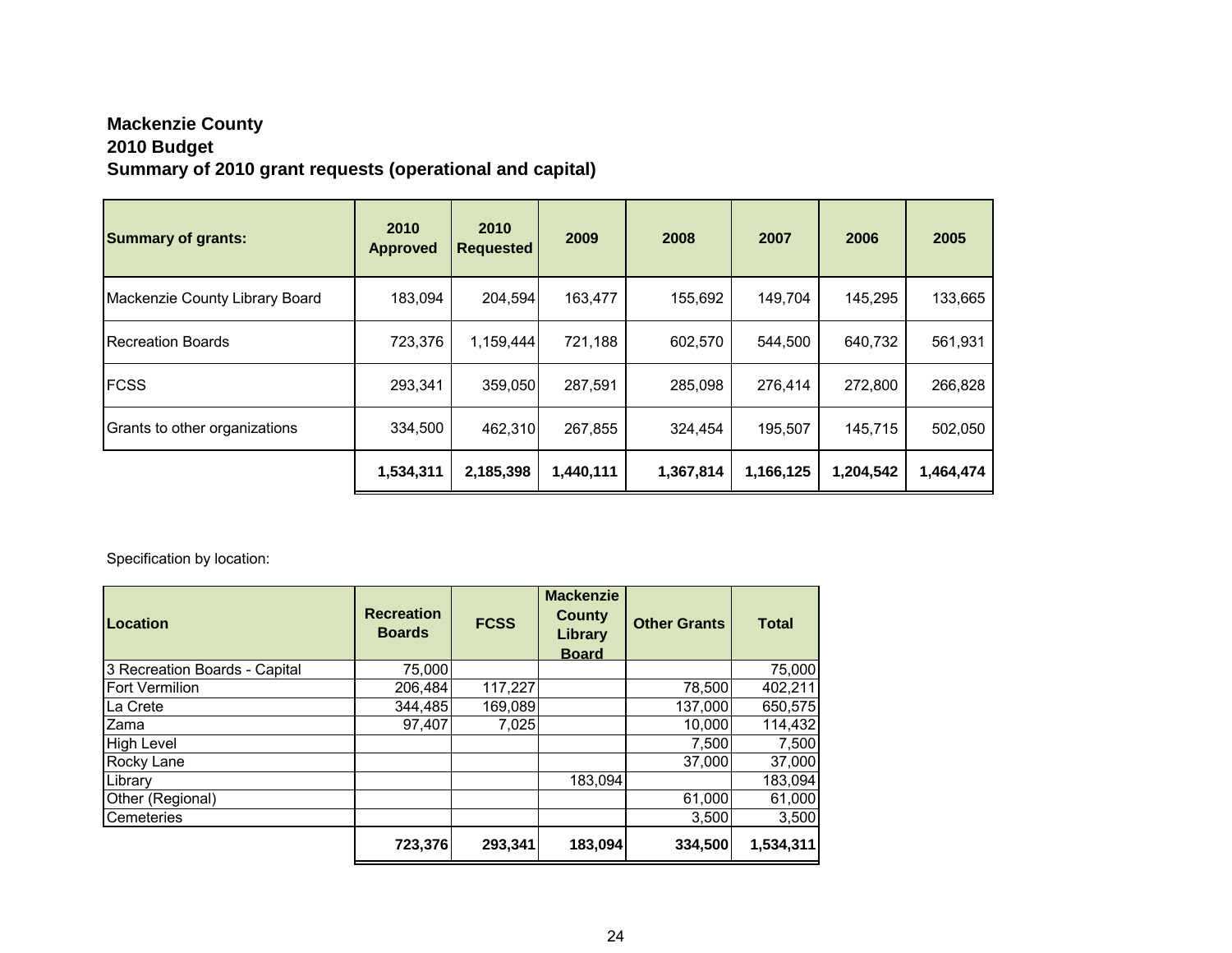**Mackenzie County**
**2010 Budget**
**Summary of 2010 grant requests (operational and capital)**

| Summary of grants: | 2010 Approved | 2010 Requested | 2009 | 2008 | 2007 | 2006 | 2005 |
|---|---|---|---|---|---|---|---|
| Mackenzie County Library Board | 183,094 | 204,594 | 163,477 | 155,692 | 149,704 | 145,295 | 133,665 |
| Recreation Boards | 723,376 | 1,159,444 | 721,188 | 602,570 | 544,500 | 640,732 | 561,931 |
| FCSS | 293,341 | 359,050 | 287,591 | 285,098 | 276,414 | 272,800 | 266,828 |
| Grants to other organizations | 334,500 | 462,310 | 267,855 | 324,454 | 195,507 | 145,715 | 502,050 |
| | **1,534,311** | **2,185,398** | **1,440,111** | **1,367,814** | **1,166,125** | **1,204,542** | **1,464,474** |

Specification by location:

| Location | Recreation Boards | FCSS | Mackenzie County Library Board | Other Grants | Total |
|---|---|---|---|---|---|
| 3 Recreation Boards - Capital | 75,000 | | | | 75,000 |
| Fort Vermilion | 206,484 | 117,227 | | 78,500 | 402,211 |
| La Crete | 344,485 | 169,089 | | 137,000 | 650,575 |
| Zama | 97,407 | 7,025 | | 10,000 | 114,432 |
| High Level | | | | 7,500 | 7,500 |
| Rocky Lane | | | | 37,000 | 37,000 |
| Library | | | 183,094 | | 183,094 |
| Other (Regional) | | | | 61,000 | 61,000 |
| Cemeteries | | | | 3,500 | 3,500 |
| | **723,376** | **293,341** | **183,094** | **334,500** | **1,534,311** |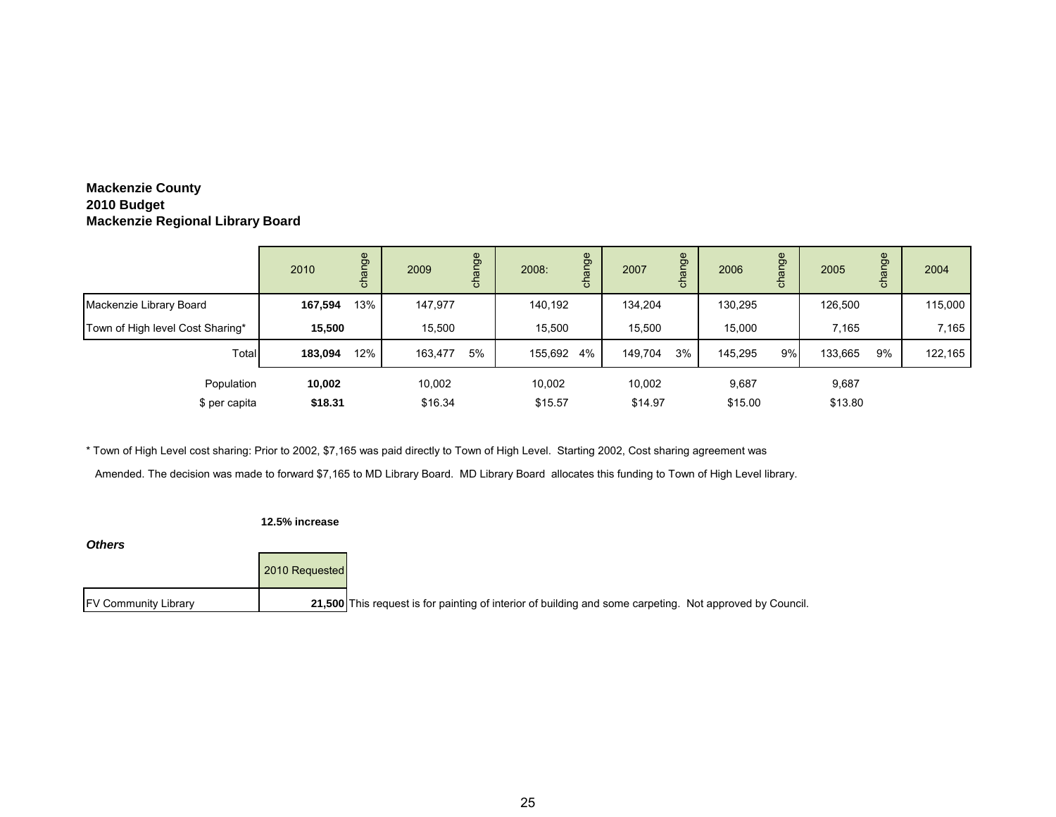**Mackenzie County**
**2010 Budget**
**Mackenzie Regional Library Board**

| | 2010 | change | 2009 | change | 2008: | change | 2007 | change | 2006 | change | 2005 | change | 2004 |
|---|---|---|---|---|---|---|---|---|---|---|---|---|---|
| Mackenzie Library Board | **167,594** | 13% | 147,977 | | 140,192 | | 134,204 | | 130,295 | | 126,500 | | 115,000 |
| Town of High level Cost Sharing* | **15,500** | | 15,500 | | 15,500 | | 15,500 | | 15,000 | | 7,165 | | 7,165 |
| Total | **183,094** | 12% | 163,477 | 5% | 155,692 | 4% | 149,704 | 3% | 145,295 | 9% | 133,665 | 9% | 122,165 |
| Population | **10,002** | | 10,002 | | 10,002 | | 10,002 | | 9,687 | | 9,687 | | |
| $ per capita | **$18.31** | | $16.34 | | $15.57 | | $14.97 | | $15.00 | | $13.80 | | |

* Town of High Level cost sharing: Prior to 2002, $7,165 was paid directly to Town of High Level. Starting 2002, Cost sharing agreement was Amended. The decision was made to forward $7,165 to MD Library Board. MD Library Board allocates this funding to Town of High Level library.

**12.5% increase**

***Others***

| | 2010 Requested | |
|---|---|---|
| FV Community Library | **21,500** | This request is for painting of interior of building and some carpeting. Not approved by Council. |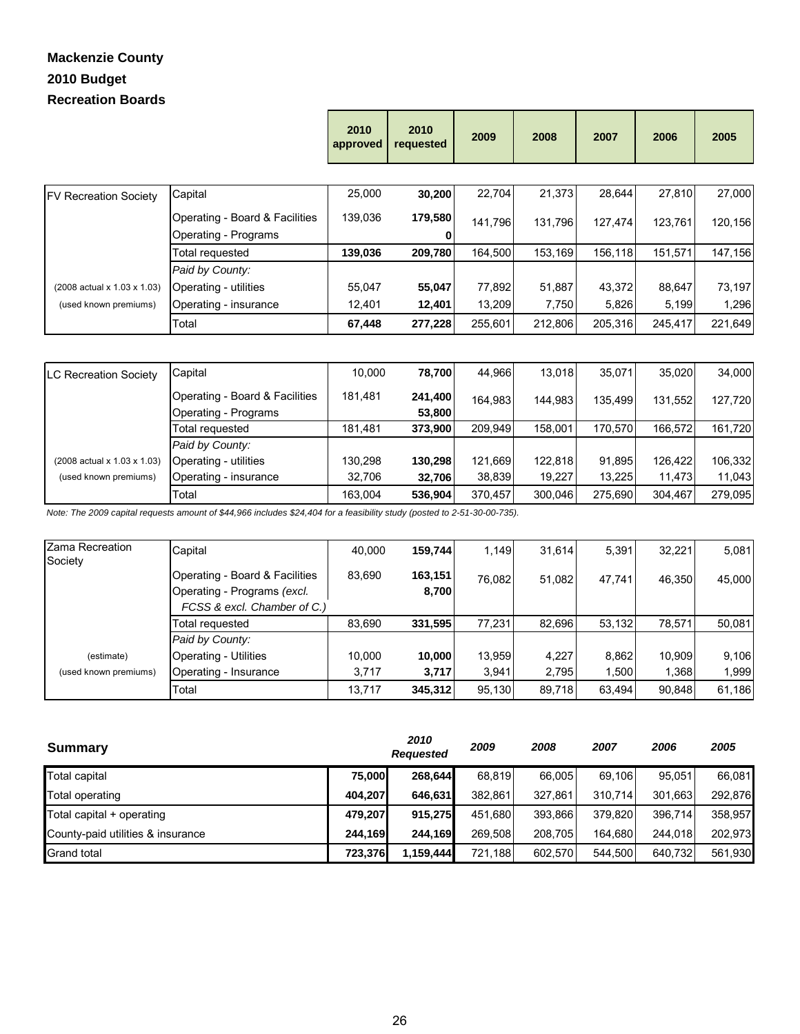**Mackenzie County**

**2010 Budget**

**Recreation Boards**

| | | 2010 approved | 2010 requested | 2009 | 2008 | 2007 | 2006 | 2005 |
|---|---|---|---|---|---|---|---|---|
| FV Recreation Society | Capital | 25,000 | **30,200** | 22,704 | 21,373 | 28,644 | 27,810 | 27,000 |
| | Operating - Board & Facilities | 139,036 | **179,580** | 141,796 | 131,796 | 127,474 | 123,761 | 120,156 |
| | Operating - Programs | | **0** | | | | | |
| | Total requested | **139,036** | **209,780** | 164,500 | 153,169 | 156,118 | 151,571 | 147,156 |
| | *Paid by County:* | | | | | | | |
| (2008 actual x 1.03 x 1.03) | Operating - utilities | 55,047 | **55,047** | 77,892 | 51,887 | 43,372 | 88,647 | 73,197 |
| (used known premiums) | Operating - insurance | 12,401 | **12,401** | 13,209 | 7,750 | 5,826 | 5,199 | 1,296 |
| | Total | **67,448** | **277,228** | 255,601 | 212,806 | 205,316 | 245,417 | 221,649 |

| | | 2010 approved | 2010 requested | 2009 | 2008 | 2007 | 2006 | 2005 |
|---|---|---|---|---|---|---|---|---|
| LC Recreation Society | Capital | 10,000 | **78,700** | 44,966 | 13,018 | 35,071 | 35,020 | 34,000 |
| | Operating - Board & Facilities | 181,481 | **241,400** | 164,983 | 144,983 | 135,499 | 131,552 | 127,720 |
| | Operating - Programs | | **53,800** | | | | | |
| | Total requested | 181,481 | **373,900** | 209,949 | 158,001 | 170,570 | 166,572 | 161,720 |
| | *Paid by County:* | | | | | | | |
| (2008 actual x 1.03 x 1.03) | Operating - utilities | 130,298 | **130,298** | 121,669 | 122,818 | 91,895 | 126,422 | 106,332 |
| (used known premiums) | Operating - insurance | 32,706 | **32,706** | 38,839 | 19,227 | 13,225 | 11,473 | 11,043 |
| | Total | 163,004 | **536,904** | 370,457 | 300,046 | 275,690 | 304,467 | 279,095 |

*Note: The 2009 capital requests amount of $44,966 includes $24,404 for a feasibility study (posted to 2-51-30-00-735).*

| | | 2010 approved | 2010 requested | 2009 | 2008 | 2007 | 2006 | 2005 |
|---|---|---|---|---|---|---|---|---|
| Zama Recreation Society | Capital | 40,000 | **159,744** | 1,149 | 31,614 | 5,391 | 32,221 | 5,081 |
| | Operating - Board & Facilities | 83,690 | **163,151** | 76,082 | 51,082 | 47,741 | 46,350 | 45,000 |
| | Operating - Programs *(excl. FCSS & excl. Chamber of C.)* | | **8,700** | | | | | |
| | Total requested | 83,690 | **331,595** | 77,231 | 82,696 | 53,132 | 78,571 | 50,081 |
| | *Paid by County:* | | | | | | | |
| (estimate) | Operating - Utilities | 10,000 | **10,000** | 13,959 | 4,227 | 8,862 | 10,909 | 9,106 |
| (used known premiums) | Operating - Insurance | 3,717 | **3,717** | 3,941 | 2,795 | 1,500 | 1,368 | 1,999 |
| | Total | 13,717 | **345,312** | 95,130 | 89,718 | 63,494 | 90,848 | 61,186 |

| **Summary** | | *2010 Requested* | *2009* | *2008* | *2007* | *2006* | *2005* |
|---|---|---|---|---|---|---|---|
| Total capital | **75,000** | **268,644** | 68,819 | 66,005 | 69,106 | 95,051 | 66,081 |
| Total operating | **404,207** | **646,631** | 382,861 | 327,861 | 310,714 | 301,663 | 292,876 |
| Total capital + operating | **479,207** | **915,275** | 451,680 | 393,866 | 379,820 | 396,714 | 358,957 |
| County-paid utilities & insurance | **244,169** | **244,169** | 269,508 | 208,705 | 164,680 | 244,018 | 202,973 |
| Grand total | **723,376** | **1,159,444** | 721,188 | 602,570 | 544,500 | 640,732 | 561,930 |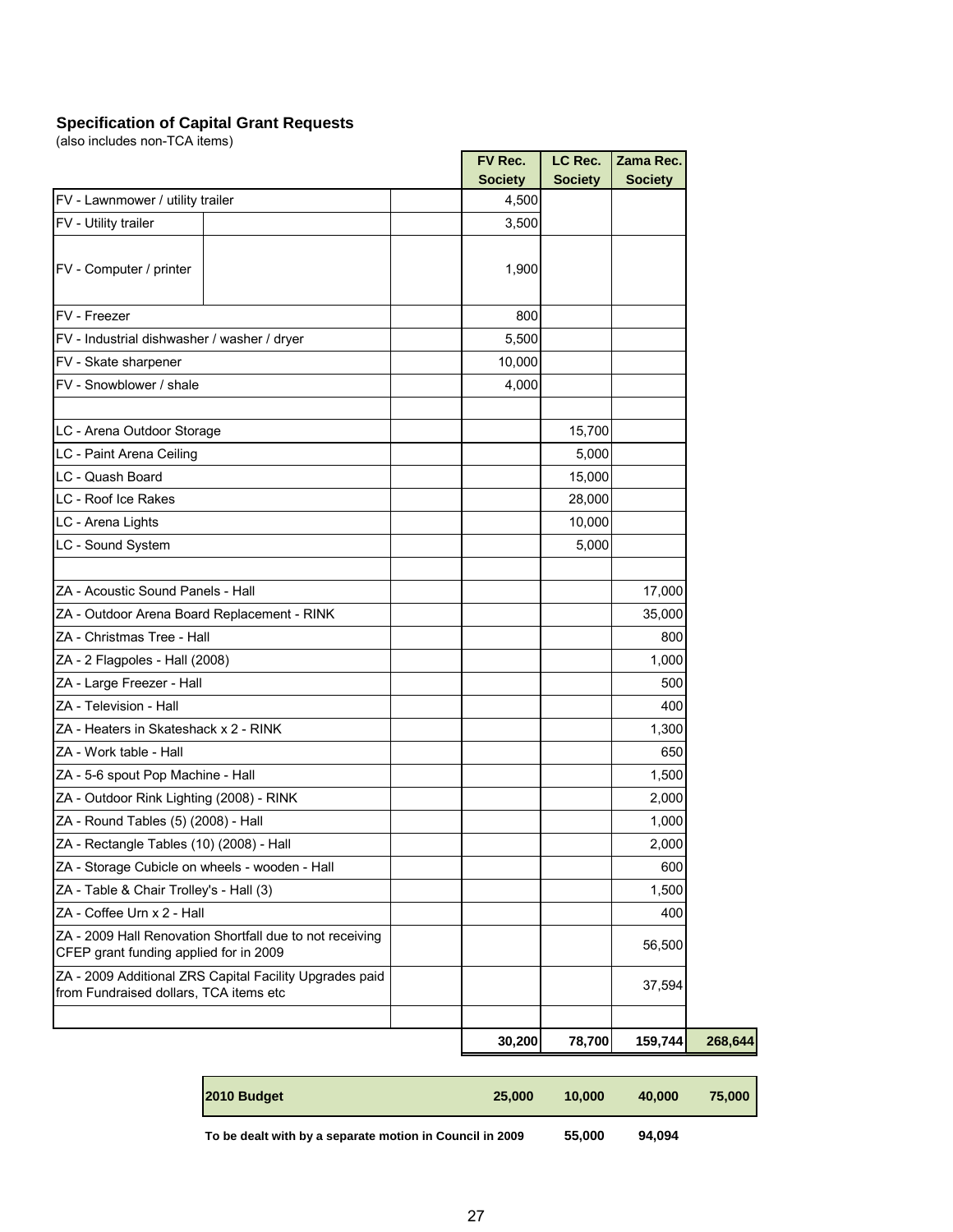### Specification of Capital Grant Requests

(also includes non-TCA items)

| | FV Rec. Society | LC Rec. Society | Zama Rec. Society | |
|---|---|---|---|---|
| FV - Lawnmower / utility trailer | 4,500 | | | |
| FV - Utility trailer | 3,500 | | | |
| FV - Computer / printer | 1,900 | | | |
| FV - Freezer | 800 | | | |
| FV - Industrial dishwasher / washer / dryer | 5,500 | | | |
| FV - Skate sharpener | 10,000 | | | |
| FV - Snowblower / shale | 4,000 | | | |
| | | | | |
| LC - Arena Outdoor Storage | | 15,700 | | |
| LC - Paint Arena Ceiling | | 5,000 | | |
| LC - Quash Board | | 15,000 | | |
| LC - Roof Ice Rakes | | 28,000 | | |
| LC - Arena Lights | | 10,000 | | |
| LC - Sound System | | 5,000 | | |
| | | | | |
| ZA - Acoustic Sound Panels - Hall | | | 17,000 | |
| ZA - Outdoor Arena Board Replacement - RINK | | | 35,000 | |
| ZA - Christmas Tree - Hall | | | 800 | |
| ZA - 2 Flagpoles - Hall (2008) | | | 1,000 | |
| ZA - Large Freezer - Hall | | | 500 | |
| ZA - Television - Hall | | | 400 | |
| ZA - Heaters in Skateshack x 2 - RINK | | | 1,300 | |
| ZA - Work table - Hall | | | 650 | |
| ZA - 5-6 spout Pop Machine - Hall | | | 1,500 | |
| ZA - Outdoor Rink Lighting (2008) - RINK | | | 2,000 | |
| ZA - Round Tables (5) (2008) - Hall | | | 1,000 | |
| ZA - Rectangle Tables (10) (2008) - Hall | | | 2,000 | |
| ZA - Storage Cubicle on wheels - wooden - Hall | | | 600 | |
| ZA - Table & Chair Trolley's - Hall (3) | | | 1,500 | |
| ZA - Coffee Urn x 2 - Hall | | | 400 | |
| ZA - 2009 Hall Renovation Shortfall due to not receiving CFEP grant funding applied for in 2009 | | | 56,500 | |
| ZA - 2009 Additional ZRS Capital Facility Upgrades paid from Fundraised dollars, TCA items etc | | | 37,594 | |
| | | | | |
| | **30,200** | **78,700** | **159,744** | **268,644** |
| **2010 Budget** | **25,000** | **10,000** | **40,000** | **75,000** |
| **To be dealt with by a separate motion in Council in 2009** | | **55,000** | **94,094** | |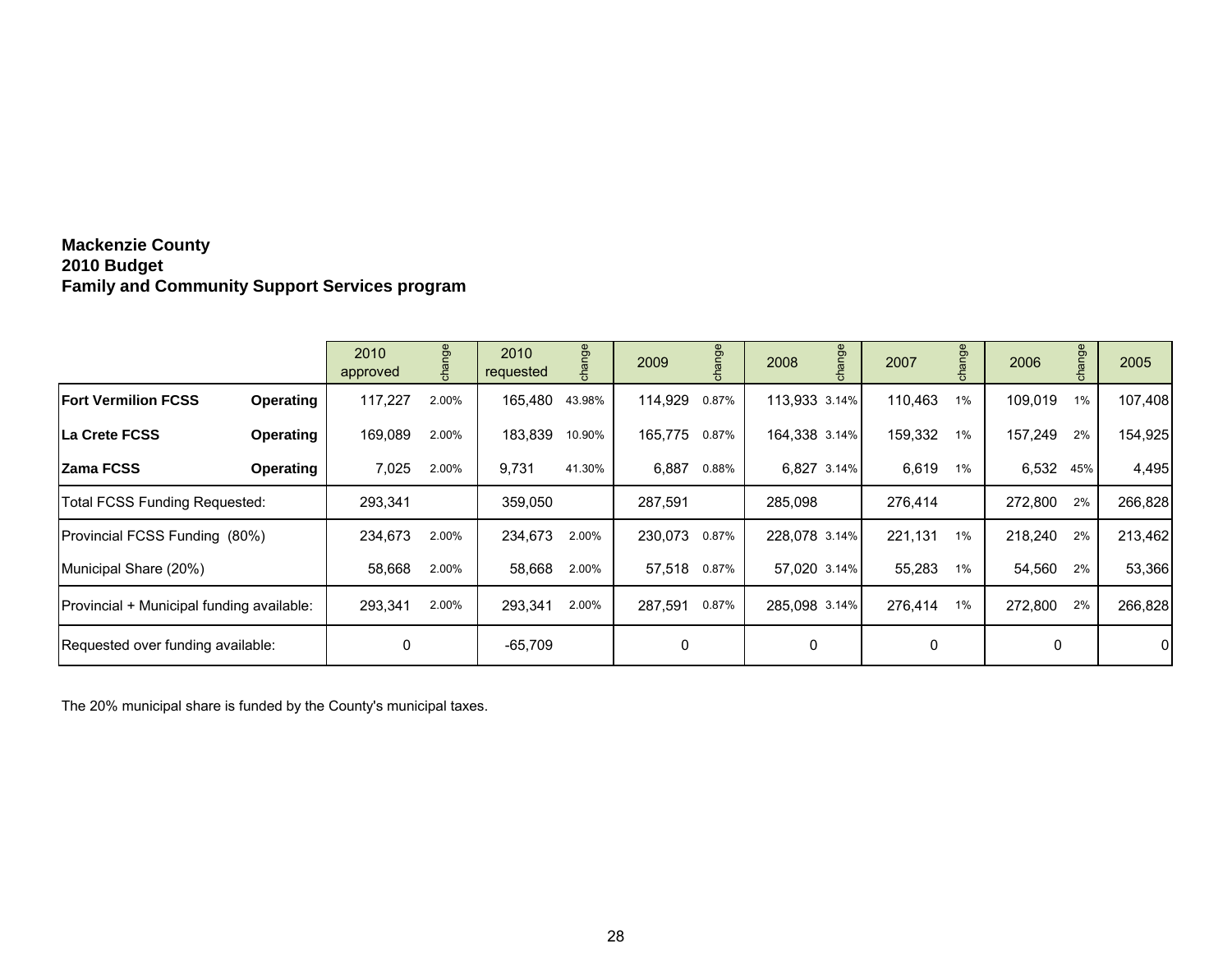**Mackenzie County**
**2010 Budget**
**Family and Community Support Services program**

| | | 2010 approved | change | 2010 requested | change | 2009 | change | 2008 | change | 2007 | change | 2006 | change | 2005 |
|---|---|---|---|---|---|---|---|---|---|---|---|---|---|---|
| **Fort Vermilion FCSS** | **Operating** | 117,227 | 2.00% | 165,480 | 43.98% | 114,929 | 0.87% | 113,933 | 3.14% | 110,463 | 1% | 109,019 | 1% | 107,408 |
| **La Crete FCSS** | **Operating** | 169,089 | 2.00% | 183,839 | 10.90% | 165,775 | 0.87% | 164,338 | 3.14% | 159,332 | 1% | 157,249 | 2% | 154,925 |
| **Zama FCSS** | **Operating** | 7,025 | 2.00% | 9,731 | 41.30% | 6,887 | 0.88% | 6,827 | 3.14% | 6,619 | 1% | 6,532 | 45% | 4,495 |
| Total FCSS Funding Requested: | | 293,341 | | 359,050 | | 287,591 | | 285,098 | | 276,414 | | 272,800 | 2% | 266,828 |
| Provincial FCSS Funding (80%) | | 234,673 | 2.00% | 234,673 | 2.00% | 230,073 | 0.87% | 228,078 | 3.14% | 221,131 | 1% | 218,240 | 2% | 213,462 |
| Municipal Share (20%) | | 58,668 | 2.00% | 58,668 | 2.00% | 57,518 | 0.87% | 57,020 | 3.14% | 55,283 | 1% | 54,560 | 2% | 53,366 |
| Provincial + Municipal funding available: | | 293,341 | 2.00% | 293,341 | 2.00% | 287,591 | 0.87% | 285,098 | 3.14% | 276,414 | 1% | 272,800 | 2% | 266,828 |
| Requested over funding available: | | 0 | | -65,709 | | 0 | | 0 | | 0 | | 0 | | 0 |

The 20% municipal share is funded by the County's municipal taxes.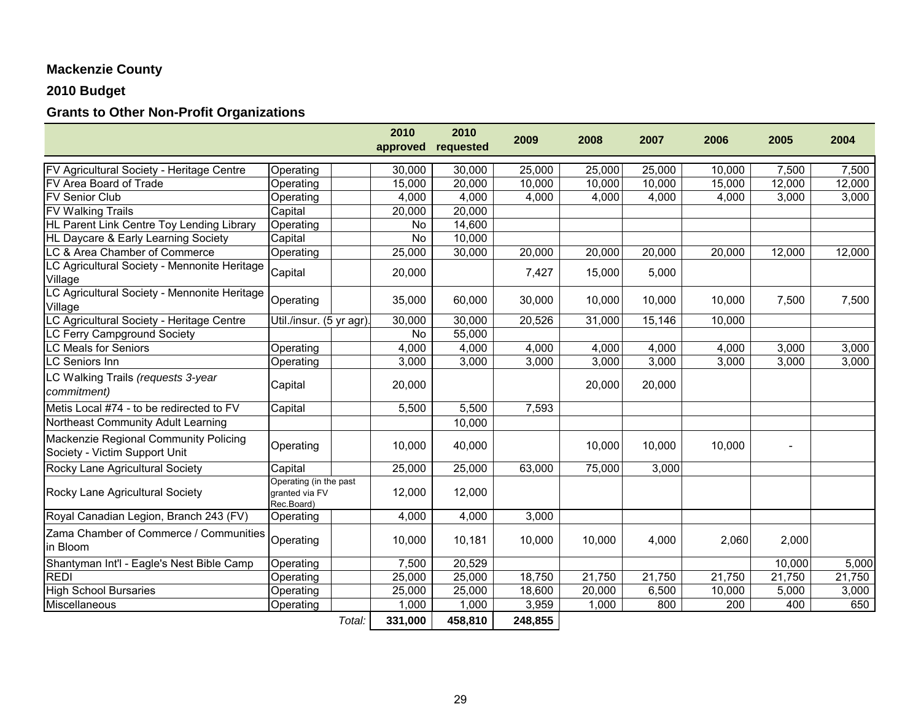**Mackenzie County**

**2010 Budget**

**Grants to Other Non-Profit Organizations**

| | | | 2010 approved | 2010 requested | 2009 | 2008 | 2007 | 2006 | 2005 | 2004 |
|---|---|---|---|---|---|---|---|---|---|---|
| FV Agricultural Society - Heritage Centre | Operating | | 30,000 | 30,000 | 25,000 | 25,000 | 25,000 | 10,000 | 7,500 | 7,500 |
| FV Area Board of Trade | Operating | | 15,000 | 20,000 | 10,000 | 10,000 | 10,000 | 15,000 | 12,000 | 12,000 |
| FV Senior Club | Operating | | 4,000 | 4,000 | 4,000 | 4,000 | 4,000 | 4,000 | 3,000 | 3,000 |
| FV Walking Trails | Capital | | 20,000 | 20,000 | | | | | | |
| HL Parent Link Centre Toy Lending Library | Operating | | No | 14,600 | | | | | | |
| HL Daycare & Early Learning Society | Capital | | No | 10,000 | | | | | | |
| LC & Area Chamber of Commerce | Operating | | 25,000 | 30,000 | 20,000 | 20,000 | 20,000 | 20,000 | 12,000 | 12,000 |
| LC Agricultural Society - Mennonite Heritage Village | Capital | | 20,000 | | 7,427 | 15,000 | 5,000 | | | |
| LC Agricultural Society - Mennonite Heritage Village | Operating | | 35,000 | 60,000 | 30,000 | 10,000 | 10,000 | 10,000 | 7,500 | 7,500 |
| LC Agricultural Society - Heritage Centre | Util./insur. (5 yr agr). | | 30,000 | 30,000 | 20,526 | 31,000 | 15,146 | 10,000 | | |
| LC Ferry Campground Society | | | No | 55,000 | | | | | | |
| LC Meals for Seniors | Operating | | 4,000 | 4,000 | 4,000 | 4,000 | 4,000 | 4,000 | 3,000 | 3,000 |
| LC Seniors Inn | Operating | | 3,000 | 3,000 | 3,000 | 3,000 | 3,000 | 3,000 | 3,000 | 3,000 |
| LC Walking Trails *(requests 3-year commitment)* | Capital | | 20,000 | | | 20,000 | 20,000 | | | |
| Metis Local #74 - to be redirected to FV | Capital | | 5,500 | 5,500 | 7,593 | | | | | |
| Northeast Community Adult Learning | | | | 10,000 | | | | | | |
| Mackenzie Regional Community Policing Society - Victim Support Unit | Operating | | 10,000 | 40,000 | | 10,000 | 10,000 | 10,000 | - | |
| Rocky Lane Agricultural Society | Capital | | 25,000 | 25,000 | 63,000 | 75,000 | 3,000 | | | |
| Rocky Lane Agricultural Society | Operating (in the past granted via FV Rec.Board) | | 12,000 | 12,000 | | | | | | |
| Royal Canadian Legion, Branch 243 (FV) | Operating | | 4,000 | 4,000 | 3,000 | | | | | |
| Zama Chamber of Commerce / Communities in Bloom | Operating | | 10,000 | 10,181 | 10,000 | 10,000 | 4,000 | 2,060 | 2,000 | |
| Shantyman Int'l - Eagle's Nest Bible Camp | Operating | | 7,500 | 20,529 | | | | | 10,000 | 5,000 |
| REDI | Operating | | 25,000 | 25,000 | 18,750 | 21,750 | 21,750 | 21,750 | 21,750 | 21,750 |
| High School Bursaries | Operating | | 25,000 | 25,000 | 18,600 | 20,000 | 6,500 | 10,000 | 5,000 | 3,000 |
| Miscellaneous | Operating | | 1,000 | 1,000 | 3,959 | 1,000 | 800 | 200 | 400 | 650 |
| | | *Total:* | **331,000** | **458,810** | **248,855** | | | | | |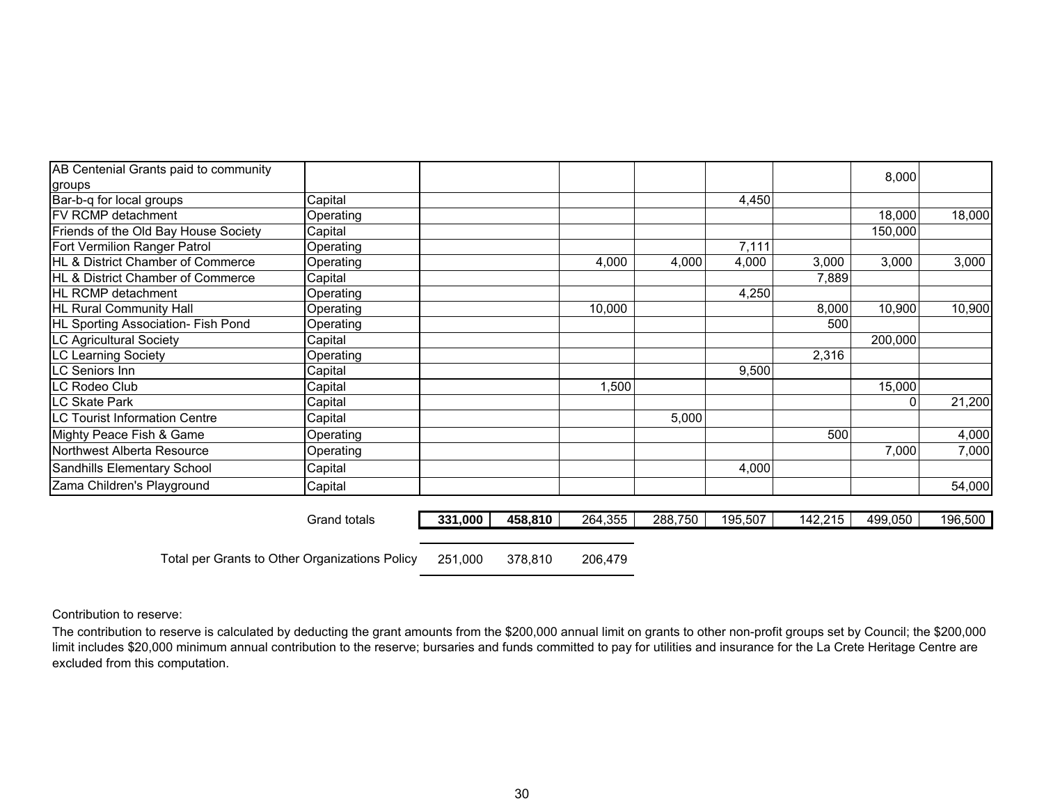| | | | | | | | | | |
|---|---|---|---|---|---|---|---|---|---|
| AB Centenial Grants paid to community groups | | | | | | | | 8,000 | |
| Bar-b-q for local groups | Capital | | | | | 4,450 | | | |
| FV RCMP detachment | Operating | | | | | | | 18,000 | 18,000 |
| Friends of the Old Bay House Society | Capital | | | | | | | 150,000 | |
| Fort Vermilion Ranger Patrol | Operating | | | | | 7,111 | | | |
| HL & District Chamber of Commerce | Operating | | | 4,000 | 4,000 | 4,000 | 3,000 | 3,000 | 3,000 |
| HL & District Chamber of Commerce | Capital | | | | | | 7,889 | | |
| HL RCMP detachment | Operating | | | | | 4,250 | | | |
| HL Rural Community Hall | Operating | | | 10,000 | | | 8,000 | 10,900 | 10,900 |
| HL Sporting Association- Fish Pond | Operating | | | | | | 500 | | |
| LC Agricultural Society | Capital | | | | | | | 200,000 | |
| LC Learning Society | Operating | | | | | | 2,316 | | |
| LC Seniors Inn | Capital | | | | | 9,500 | | | |
| LC Rodeo Club | Capital | | | 1,500 | | | | 15,000 | |
| LC Skate Park | Capital | | | | | | | 0 | 21,200 |
| LC Tourist Information Centre | Capital | | | | 5,000 | | | | |
| Mighty Peace Fish & Game | Operating | | | | | | 500 | | 4,000 |
| Northwest Alberta Resource | Operating | | | | | | | 7,000 | 7,000 |
| Sandhills Elementary School | Capital | | | | | 4,000 | | | |
| Zama Children's Playground | Capital | | | | | | | | 54,000 |
| | Grand totals | **331,000** | **458,810** | 264,355 | 288,750 | 195,507 | 142,215 | 499,050 | 196,500 |
| | Total per Grants to Other Organizations Policy | 251,000 | 378,810 | 206,479 | | | | | |

Contribution to reserve:

The contribution to reserve is calculated by deducting the grant amounts from the $200,000 annual limit on grants to other non-profit groups set by Council; the $200,000 limit includes $20,000 minimum annual contribution to the reserve; bursaries and funds committed to pay for utilities and insurance for the La Crete Heritage Centre are excluded from this computation.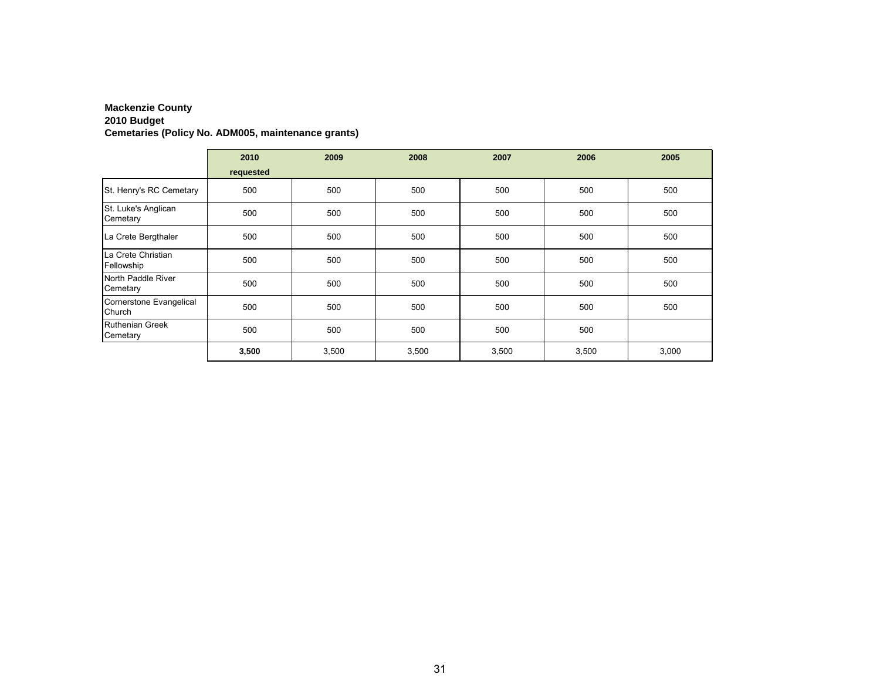**Mackenzie County**
**2010 Budget**
**Cemetaries (Policy No. ADM005, maintenance grants)**

| | 2010 requested | 2009 | 2008 | 2007 | 2006 | 2005 |
|---|---|---|---|---|---|---|
| St. Henry's RC Cemetary | 500 | 500 | 500 | 500 | 500 | 500 |
| St. Luke's Anglican Cemetary | 500 | 500 | 500 | 500 | 500 | 500 |
| La Crete Bergthaler | 500 | 500 | 500 | 500 | 500 | 500 |
| La Crete Christian Fellowship | 500 | 500 | 500 | 500 | 500 | 500 |
| North Paddle River Cemetary | 500 | 500 | 500 | 500 | 500 | 500 |
| Cornerstone Evangelical Church | 500 | 500 | 500 | 500 | 500 | 500 |
| Ruthenian Greek Cemetary | 500 | 500 | 500 | 500 | 500 | |
| | **3,500** | 3,500 | 3,500 | 3,500 | 3,500 | 3,000 |